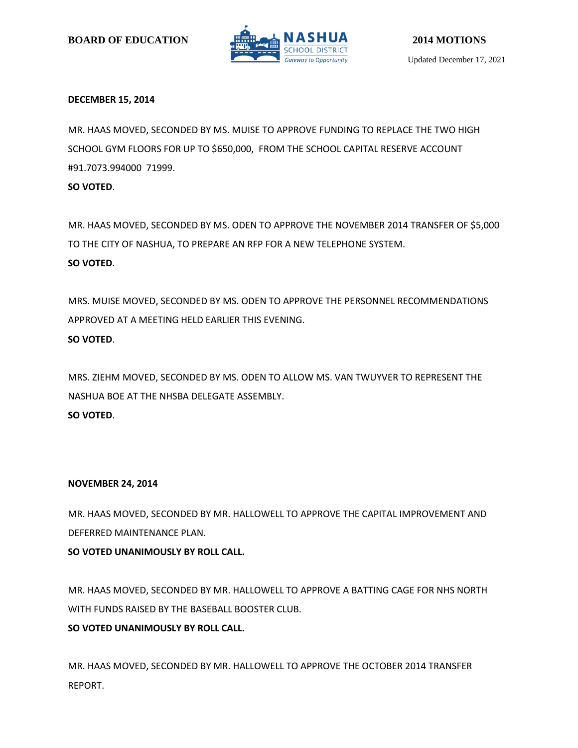**BOARD OF EDUCATION** **2014 MOTIONS**

Updated December 17, 2021

**DECEMBER 15, 2014**

MR. HAAS MOVED, SECONDED BY MS. MUISE TO APPROVE FUNDING TO REPLACE THE TWO HIGH SCHOOL GYM FLOORS FOR UP TO $650,000, FROM THE SCHOOL CAPITAL RESERVE ACCOUNT #91.7073.994000 71999.

**SO VOTED**.

MR. HAAS MOVED, SECONDED BY MS. ODEN TO APPROVE THE NOVEMBER 2014 TRANSFER OF $5,000 TO THE CITY OF NASHUA, TO PREPARE AN RFP FOR A NEW TELEPHONE SYSTEM.

**SO VOTED**.

MRS. MUISE MOVED, SECONDED BY MS. ODEN TO APPROVE THE PERSONNEL RECOMMENDATIONS APPROVED AT A MEETING HELD EARLIER THIS EVENING.

**SO VOTED**.

MRS. ZIEHM MOVED, SECONDED BY MS. ODEN TO ALLOW MS. VAN TWUYVER TO REPRESENT THE NASHUA BOE AT THE NHSBA DELEGATE ASSEMBLY.

**SO VOTED**.

**NOVEMBER 24, 2014**

MR. HAAS MOVED, SECONDED BY MR. HALLOWELL TO APPROVE THE CAPITAL IMPROVEMENT AND DEFERRED MAINTENANCE PLAN.

**SO VOTED UNANIMOUSLY BY ROLL CALL.**

MR. HAAS MOVED, SECONDED BY MR. HALLOWELL TO APPROVE A BATTING CAGE FOR NHS NORTH WITH FUNDS RAISED BY THE BASEBALL BOOSTER CLUB.

**SO VOTED UNANIMOUSLY BY ROLL CALL.**

MR. HAAS MOVED, SECONDED BY MR. HALLOWELL TO APPROVE THE OCTOBER 2014 TRANSFER REPORT.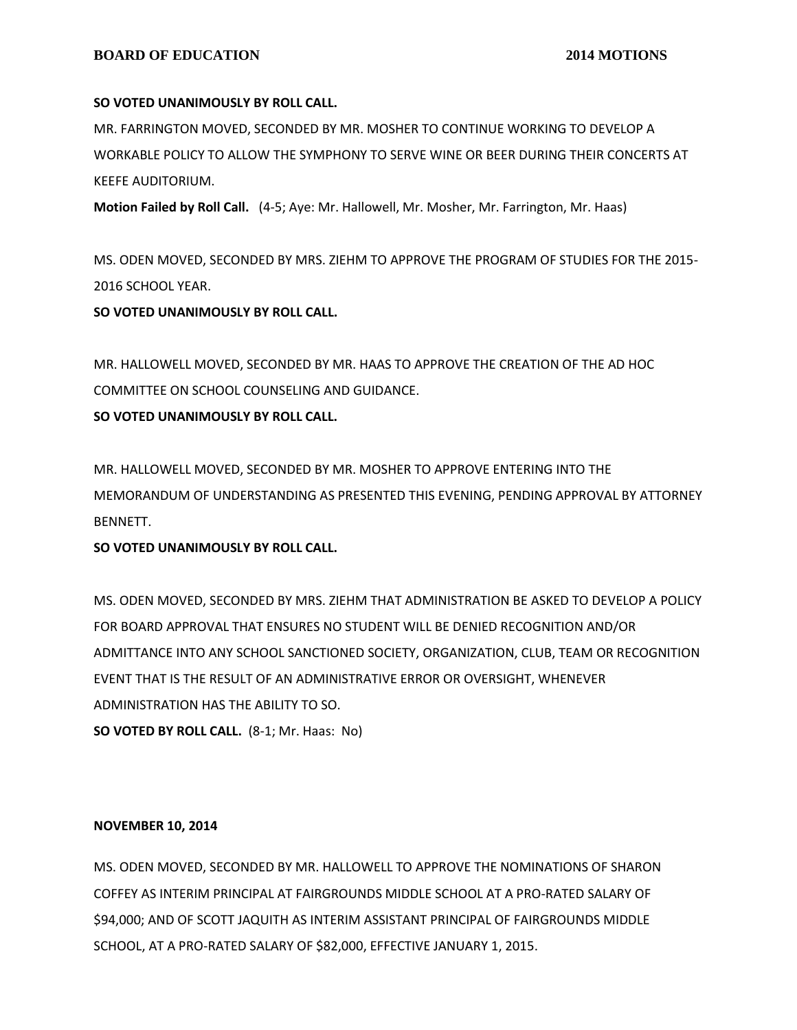**SO VOTED UNANIMOUSLY BY ROLL CALL.**

MR. FARRINGTON MOVED, SECONDED BY MR. MOSHER TO CONTINUE WORKING TO DEVELOP A WORKABLE POLICY TO ALLOW THE SYMPHONY TO SERVE WINE OR BEER DURING THEIR CONCERTS AT KEEFE AUDITORIUM.

**Motion Failed by Roll Call.** (4-5; Aye: Mr. Hallowell, Mr. Mosher, Mr. Farrington, Mr. Haas)

MS. ODEN MOVED, SECONDED BY MRS. ZIEHM TO APPROVE THE PROGRAM OF STUDIES FOR THE 2015-2016 SCHOOL YEAR.

**SO VOTED UNANIMOUSLY BY ROLL CALL.**

MR. HALLOWELL MOVED, SECONDED BY MR. HAAS TO APPROVE THE CREATION OF THE AD HOC COMMITTEE ON SCHOOL COUNSELING AND GUIDANCE.

**SO VOTED UNANIMOUSLY BY ROLL CALL.**

MR. HALLOWELL MOVED, SECONDED BY MR. MOSHER TO APPROVE ENTERING INTO THE MEMORANDUM OF UNDERSTANDING AS PRESENTED THIS EVENING, PENDING APPROVAL BY ATTORNEY BENNETT.

**SO VOTED UNANIMOUSLY BY ROLL CALL.**

MS. ODEN MOVED, SECONDED BY MRS. ZIEHM THAT ADMINISTRATION BE ASKED TO DEVELOP A POLICY FOR BOARD APPROVAL THAT ENSURES NO STUDENT WILL BE DENIED RECOGNITION AND/OR ADMITTANCE INTO ANY SCHOOL SANCTIONED SOCIETY, ORGANIZATION, CLUB, TEAM OR RECOGNITION EVENT THAT IS THE RESULT OF AN ADMINISTRATIVE ERROR OR OVERSIGHT, WHENEVER ADMINISTRATION HAS THE ABILITY TO SO.

**SO VOTED BY ROLL CALL.** (8-1; Mr. Haas: No)

**NOVEMBER 10, 2014**

MS. ODEN MOVED, SECONDED BY MR. HALLOWELL TO APPROVE THE NOMINATIONS OF SHARON COFFEY AS INTERIM PRINCIPAL AT FAIRGROUNDS MIDDLE SCHOOL AT A PRO-RATED SALARY OF $94,000; AND OF SCOTT JAQUITH AS INTERIM ASSISTANT PRINCIPAL OF FAIRGROUNDS MIDDLE SCHOOL, AT A PRO-RATED SALARY OF $82,000, EFFECTIVE JANUARY 1, 2015.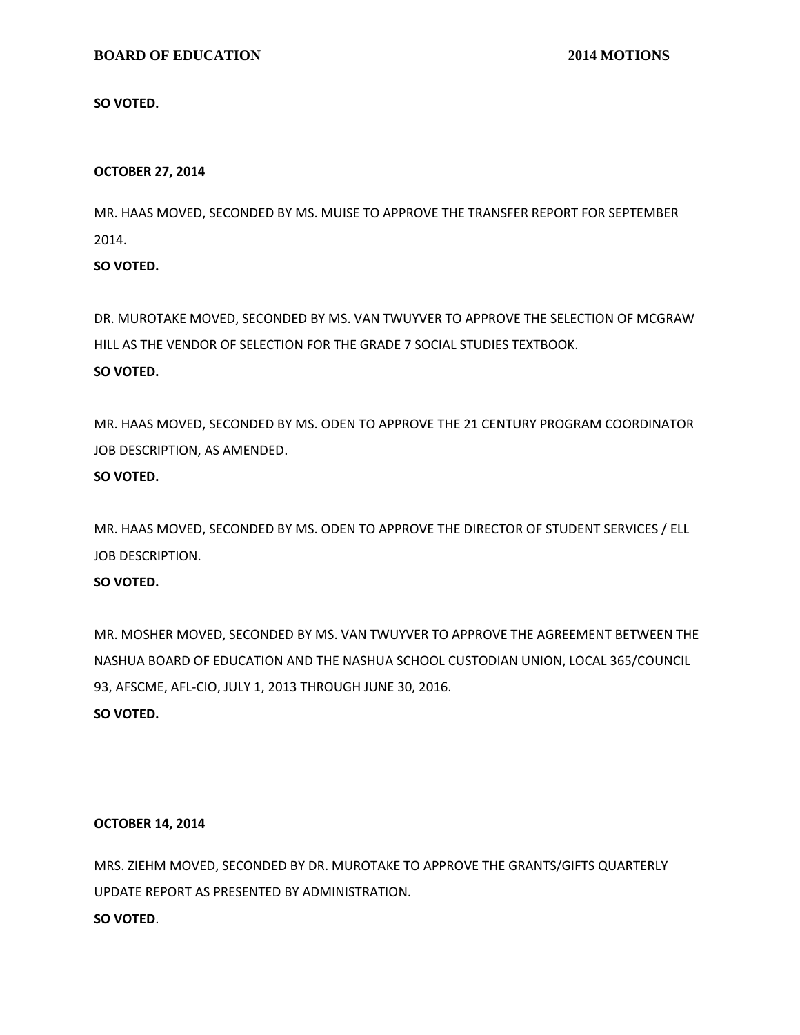**SO VOTED.**

**OCTOBER 27, 2014**

MR. HAAS MOVED, SECONDED BY MS. MUISE TO APPROVE THE TRANSFER REPORT FOR SEPTEMBER 2014.

**SO VOTED.**

DR. MUROTAKE MOVED, SECONDED BY MS. VAN TWUYVER TO APPROVE THE SELECTION OF MCGRAW HILL AS THE VENDOR OF SELECTION FOR THE GRADE 7 SOCIAL STUDIES TEXTBOOK.

**SO VOTED.**

MR. HAAS MOVED, SECONDED BY MS. ODEN TO APPROVE THE 21 CENTURY PROGRAM COORDINATOR JOB DESCRIPTION, AS AMENDED.

**SO VOTED.**

MR. HAAS MOVED, SECONDED BY MS. ODEN TO APPROVE THE DIRECTOR OF STUDENT SERVICES / ELL JOB DESCRIPTION.

**SO VOTED.**

MR. MOSHER MOVED, SECONDED BY MS. VAN TWUYVER TO APPROVE THE AGREEMENT BETWEEN THE NASHUA BOARD OF EDUCATION AND THE NASHUA SCHOOL CUSTODIAN UNION, LOCAL 365/COUNCIL 93, AFSCME, AFL-CIO, JULY 1, 2013 THROUGH JUNE 30, 2016.

**SO VOTED.**

**OCTOBER 14, 2014**

MRS. ZIEHM MOVED, SECONDED BY DR. MUROTAKE TO APPROVE THE GRANTS/GIFTS QUARTERLY UPDATE REPORT AS PRESENTED BY ADMINISTRATION.

**SO VOTED**.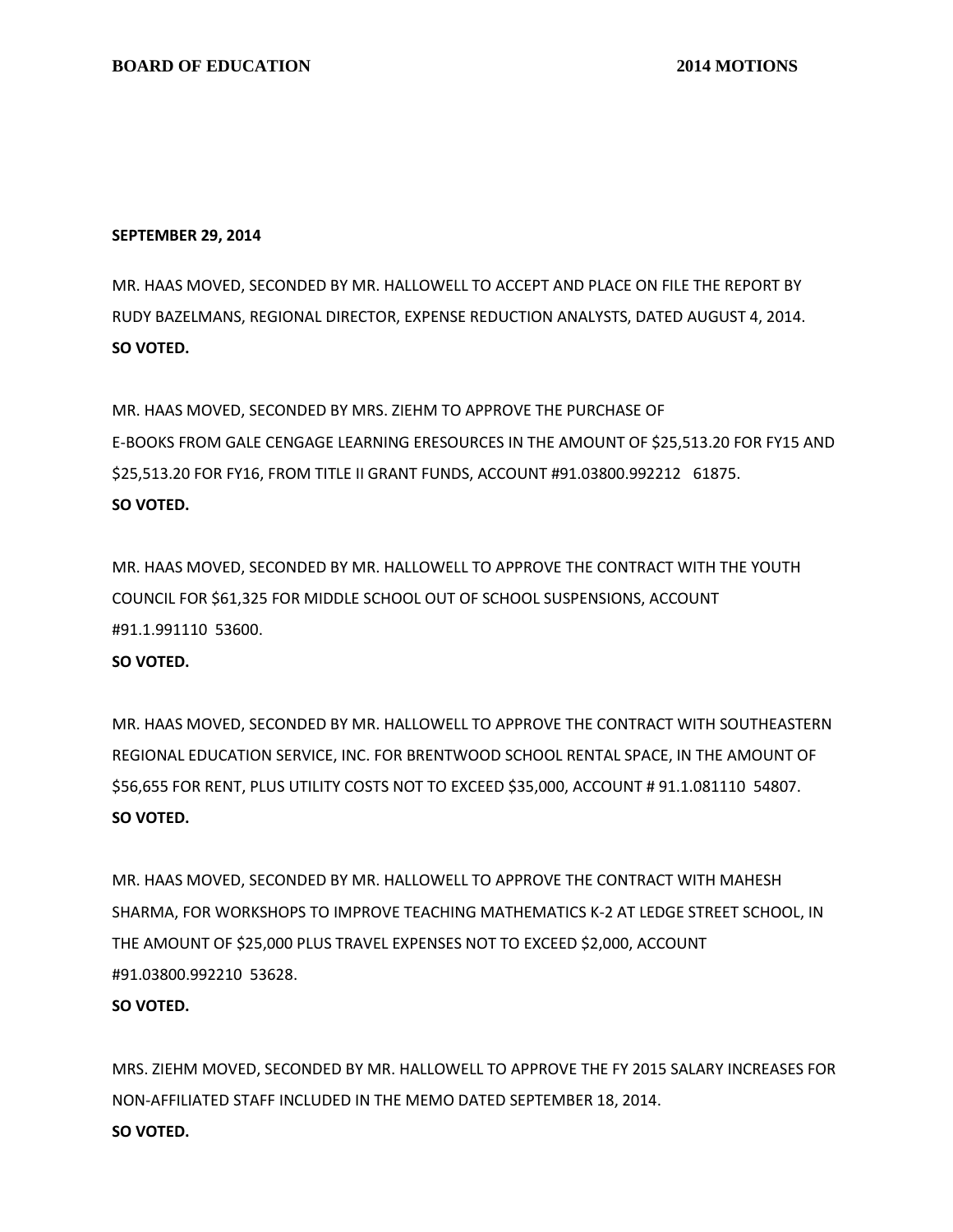**SEPTEMBER 29, 2014**

MR. HAAS MOVED, SECONDED BY MR. HALLOWELL TO ACCEPT AND PLACE ON FILE THE REPORT BY RUDY BAZELMANS, REGIONAL DIRECTOR, EXPENSE REDUCTION ANALYSTS, DATED AUGUST 4, 2014.
**SO VOTED.**

MR. HAAS MOVED, SECONDED BY MRS. ZIEHM TO APPROVE THE PURCHASE OF E-BOOKS FROM GALE CENGAGE LEARNING ERESOURCES IN THE AMOUNT OF $25,513.20 FOR FY15 AND $25,513.20 FOR FY16, FROM TITLE II GRANT FUNDS, ACCOUNT #91.03800.992212 61875.
**SO VOTED.**

MR. HAAS MOVED, SECONDED BY MR. HALLOWELL TO APPROVE THE CONTRACT WITH THE YOUTH COUNCIL FOR $61,325 FOR MIDDLE SCHOOL OUT OF SCHOOL SUSPENSIONS, ACCOUNT #91.1.991110 53600.
**SO VOTED.**

MR. HAAS MOVED, SECONDED BY MR. HALLOWELL TO APPROVE THE CONTRACT WITH SOUTHEASTERN REGIONAL EDUCATION SERVICE, INC. FOR BRENTWOOD SCHOOL RENTAL SPACE, IN THE AMOUNT OF $56,655 FOR RENT, PLUS UTILITY COSTS NOT TO EXCEED $35,000, ACCOUNT # 91.1.081110 54807.
**SO VOTED.**

MR. HAAS MOVED, SECONDED BY MR. HALLOWELL TO APPROVE THE CONTRACT WITH MAHESH SHARMA, FOR WORKSHOPS TO IMPROVE TEACHING MATHEMATICS K-2 AT LEDGE STREET SCHOOL, IN THE AMOUNT OF $25,000 PLUS TRAVEL EXPENSES NOT TO EXCEED $2,000, ACCOUNT #91.03800.992210 53628.
**SO VOTED.**

MRS. ZIEHM MOVED, SECONDED BY MR. HALLOWELL TO APPROVE THE FY 2015 SALARY INCREASES FOR NON-AFFILIATED STAFF INCLUDED IN THE MEMO DATED SEPTEMBER 18, 2014.
**SO VOTED.**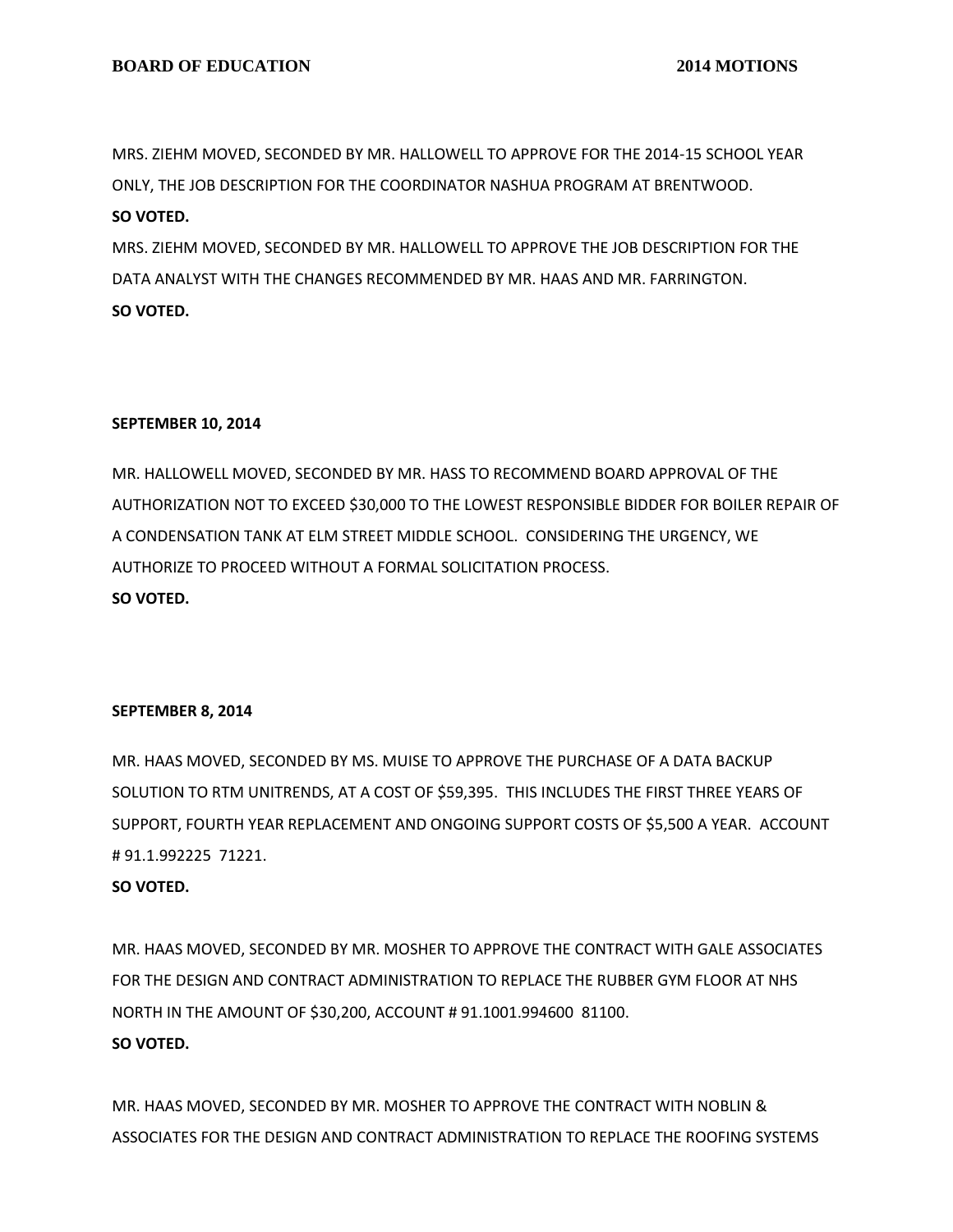MRS. ZIEHM MOVED, SECONDED BY MR. HALLOWELL TO APPROVE FOR THE 2014-15 SCHOOL YEAR ONLY, THE JOB DESCRIPTION FOR THE COORDINATOR NASHUA PROGRAM AT BRENTWOOD.

**SO VOTED.**

MRS. ZIEHM MOVED, SECONDED BY MR. HALLOWELL TO APPROVE THE JOB DESCRIPTION FOR THE DATA ANALYST WITH THE CHANGES RECOMMENDED BY MR. HAAS AND MR. FARRINGTON.

**SO VOTED.**

**SEPTEMBER 10, 2014**

MR. HALLOWELL MOVED, SECONDED BY MR. HASS TO RECOMMEND BOARD APPROVAL OF THE AUTHORIZATION NOT TO EXCEED $30,000 TO THE LOWEST RESPONSIBLE BIDDER FOR BOILER REPAIR OF A CONDENSATION TANK AT ELM STREET MIDDLE SCHOOL. CONSIDERING THE URGENCY, WE AUTHORIZE TO PROCEED WITHOUT A FORMAL SOLICITATION PROCESS.

**SO VOTED.**

**SEPTEMBER 8, 2014**

MR. HAAS MOVED, SECONDED BY MS. MUISE TO APPROVE THE PURCHASE OF A DATA BACKUP SOLUTION TO RTM UNITRENDS, AT A COST OF $59,395. THIS INCLUDES THE FIRST THREE YEARS OF SUPPORT, FOURTH YEAR REPLACEMENT AND ONGOING SUPPORT COSTS OF $5,500 A YEAR. ACCOUNT # 91.1.992225 71221.

**SO VOTED.**

MR. HAAS MOVED, SECONDED BY MR. MOSHER TO APPROVE THE CONTRACT WITH GALE ASSOCIATES FOR THE DESIGN AND CONTRACT ADMINISTRATION TO REPLACE THE RUBBER GYM FLOOR AT NHS NORTH IN THE AMOUNT OF $30,200, ACCOUNT # 91.1001.994600 81100.

**SO VOTED.**

MR. HAAS MOVED, SECONDED BY MR. MOSHER TO APPROVE THE CONTRACT WITH NOBLIN & ASSOCIATES FOR THE DESIGN AND CONTRACT ADMINISTRATION TO REPLACE THE ROOFING SYSTEMS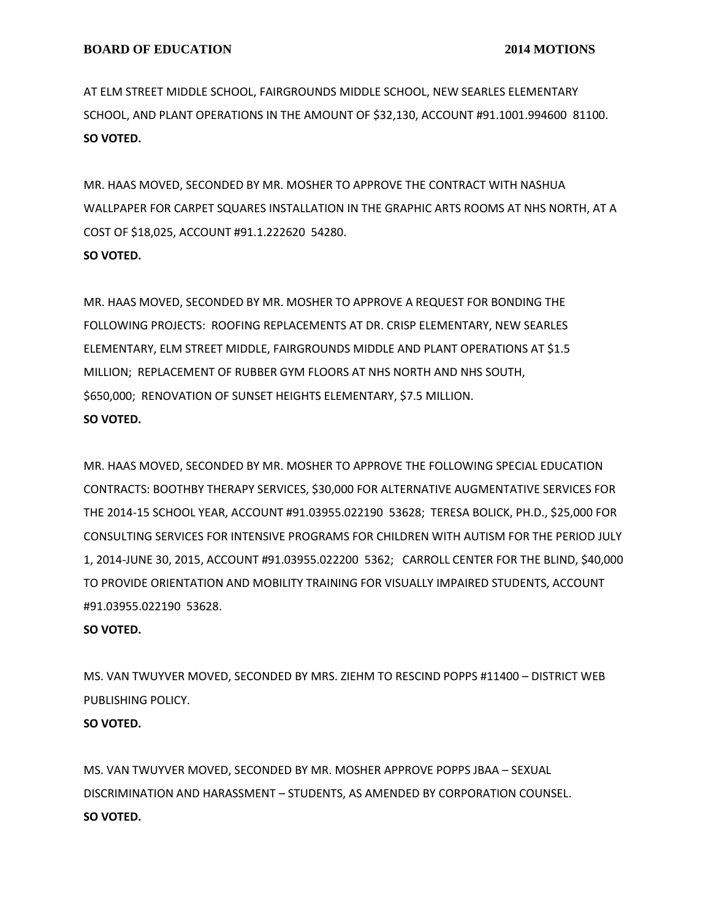AT ELM STREET MIDDLE SCHOOL, FAIRGROUNDS MIDDLE SCHOOL, NEW SEARLES ELEMENTARY SCHOOL, AND PLANT OPERATIONS IN THE AMOUNT OF $32,130, ACCOUNT #91.1001.994600 81100.
**SO VOTED.**

MR. HAAS MOVED, SECONDED BY MR. MOSHER TO APPROVE THE CONTRACT WITH NASHUA WALLPAPER FOR CARPET SQUARES INSTALLATION IN THE GRAPHIC ARTS ROOMS AT NHS NORTH, AT A COST OF $18,025, ACCOUNT #91.1.222620 54280.
**SO VOTED.**

MR. HAAS MOVED, SECONDED BY MR. MOSHER TO APPROVE A REQUEST FOR BONDING THE FOLLOWING PROJECTS: ROOFING REPLACEMENTS AT DR. CRISP ELEMENTARY, NEW SEARLES ELEMENTARY, ELM STREET MIDDLE, FAIRGROUNDS MIDDLE AND PLANT OPERATIONS AT $1.5 MILLION; REPLACEMENT OF RUBBER GYM FLOORS AT NHS NORTH AND NHS SOUTH, $650,000; RENOVATION OF SUNSET HEIGHTS ELEMENTARY, $7.5 MILLION.
**SO VOTED.**

MR. HAAS MOVED, SECONDED BY MR. MOSHER TO APPROVE THE FOLLOWING SPECIAL EDUCATION CONTRACTS: BOOTHBY THERAPY SERVICES, $30,000 FOR ALTERNATIVE AUGMENTATIVE SERVICES FOR THE 2014-15 SCHOOL YEAR, ACCOUNT #91.03955.022190 53628; TERESA BOLICK, PH.D., $25,000 FOR CONSULTING SERVICES FOR INTENSIVE PROGRAMS FOR CHILDREN WITH AUTISM FOR THE PERIOD JULY 1, 2014-JUNE 30, 2015, ACCOUNT #91.03955.022200 5362; CARROLL CENTER FOR THE BLIND, $40,000 TO PROVIDE ORIENTATION AND MOBILITY TRAINING FOR VISUALLY IMPAIRED STUDENTS, ACCOUNT #91.03955.022190 53628.
**SO VOTED.**

MS. VAN TWUYVER MOVED, SECONDED BY MRS. ZIEHM TO RESCIND POPPS #11400 – DISTRICT WEB PUBLISHING POLICY.
**SO VOTED.**

MS. VAN TWUYVER MOVED, SECONDED BY MR. MOSHER APPROVE POPPS JBAA – SEXUAL DISCRIMINATION AND HARASSMENT – STUDENTS, AS AMENDED BY CORPORATION COUNSEL.
**SO VOTED.**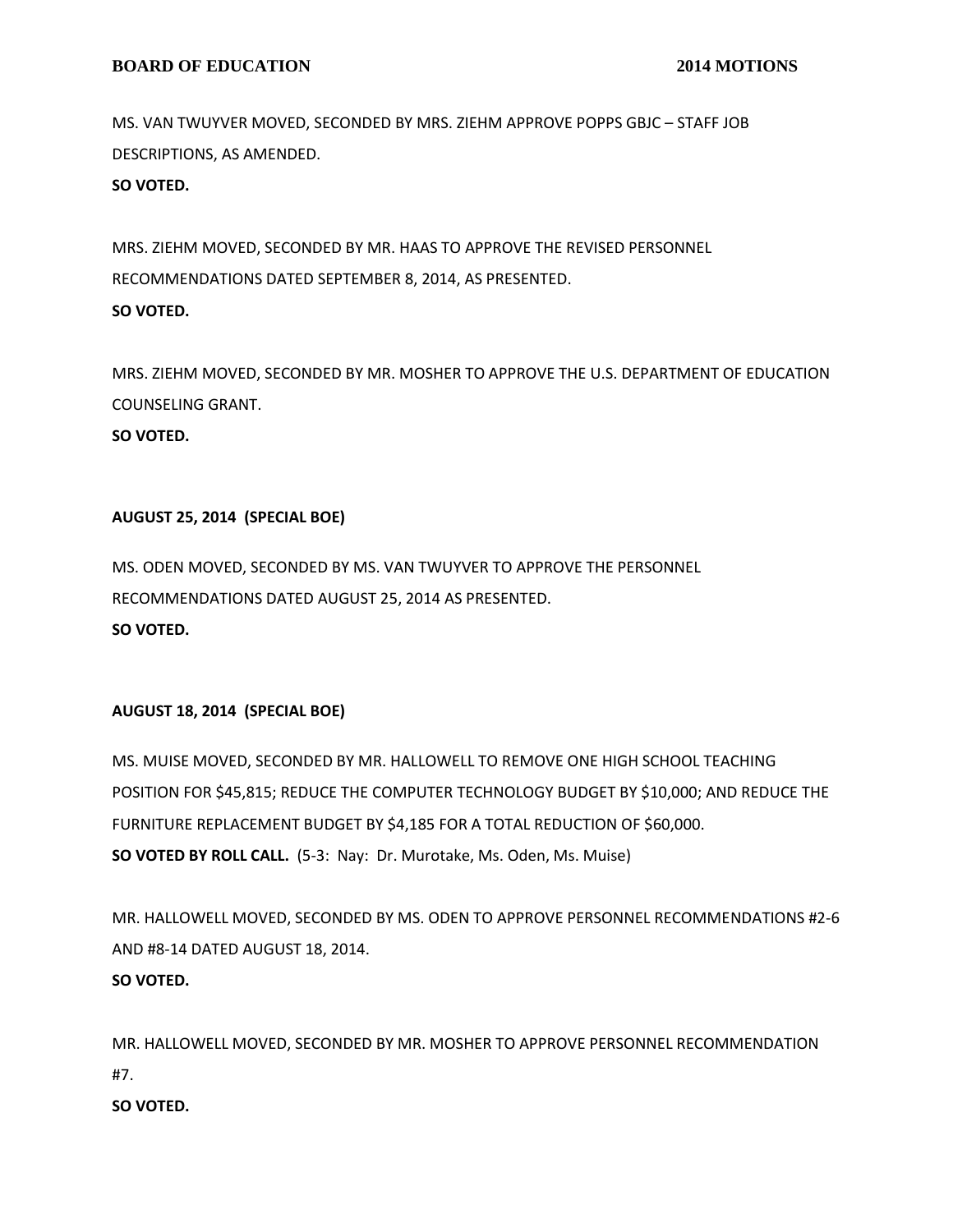MS. VAN TWUYVER MOVED, SECONDED BY MRS. ZIEHM APPROVE POPPS GBJC – STAFF JOB DESCRIPTIONS, AS AMENDED.
**SO VOTED.**

MRS. ZIEHM MOVED, SECONDED BY MR. HAAS TO APPROVE THE REVISED PERSONNEL RECOMMENDATIONS DATED SEPTEMBER 8, 2014, AS PRESENTED.
**SO VOTED.**

MRS. ZIEHM MOVED, SECONDED BY MR. MOSHER TO APPROVE THE U.S. DEPARTMENT OF EDUCATION COUNSELING GRANT.
**SO VOTED.**

**AUGUST 25, 2014 (SPECIAL BOE)**

MS. ODEN MOVED, SECONDED BY MS. VAN TWUYVER TO APPROVE THE PERSONNEL RECOMMENDATIONS DATED AUGUST 25, 2014 AS PRESENTED.
**SO VOTED.**

**AUGUST 18, 2014 (SPECIAL BOE)**

MS. MUISE MOVED, SECONDED BY MR. HALLOWELL TO REMOVE ONE HIGH SCHOOL TEACHING POSITION FOR $45,815; REDUCE THE COMPUTER TECHNOLOGY BUDGET BY $10,000; AND REDUCE THE FURNITURE REPLACEMENT BUDGET BY $4,185 FOR A TOTAL REDUCTION OF $60,000.
**SO VOTED BY ROLL CALL.** (5-3: Nay: Dr. Murotake, Ms. Oden, Ms. Muise)

MR. HALLOWELL MOVED, SECONDED BY MS. ODEN TO APPROVE PERSONNEL RECOMMENDATIONS #2-6 AND #8-14 DATED AUGUST 18, 2014.
**SO VOTED.**

MR. HALLOWELL MOVED, SECONDED BY MR. MOSHER TO APPROVE PERSONNEL RECOMMENDATION #7.
**SO VOTED.**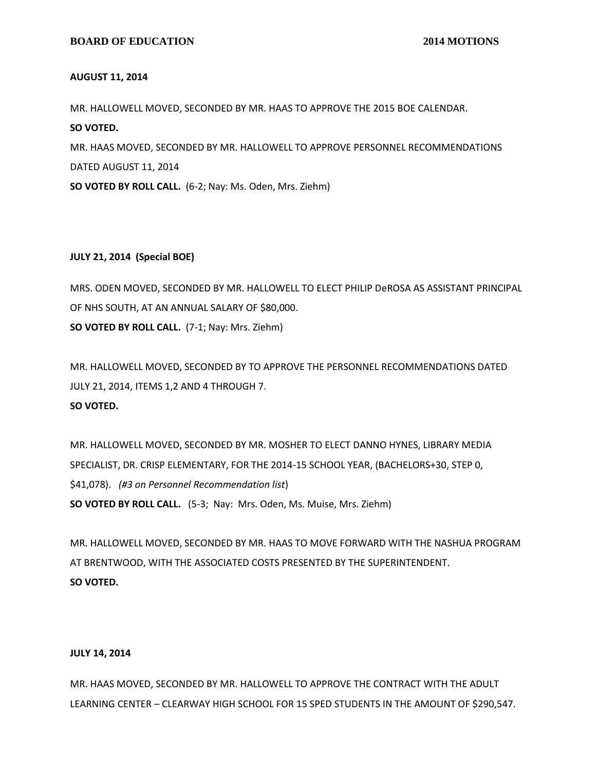**AUGUST 11, 2014**

MR. HALLOWELL MOVED, SECONDED BY MR. HAAS TO APPROVE THE 2015 BOE CALENDAR.

**SO VOTED.**

MR. HAAS MOVED, SECONDED BY MR. HALLOWELL TO APPROVE PERSONNEL RECOMMENDATIONS DATED AUGUST 11, 2014

**SO VOTED BY ROLL CALL.** (6-2; Nay: Ms. Oden, Mrs. Ziehm)

**JULY 21, 2014 (Special BOE)**

MRS. ODEN MOVED, SECONDED BY MR. HALLOWELL TO ELECT PHILIP DeROSA AS ASSISTANT PRINCIPAL OF NHS SOUTH, AT AN ANNUAL SALARY OF $80,000.

**SO VOTED BY ROLL CALL.** (7-1; Nay: Mrs. Ziehm)

MR. HALLOWELL MOVED, SECONDED BY TO APPROVE THE PERSONNEL RECOMMENDATIONS DATED JULY 21, 2014, ITEMS 1,2 AND 4 THROUGH 7.

**SO VOTED.**

MR. HALLOWELL MOVED, SECONDED BY MR. MOSHER TO ELECT DANNO HYNES, LIBRARY MEDIA SPECIALIST, DR. CRISP ELEMENTARY, FOR THE 2014-15 SCHOOL YEAR, (BACHELORS+30, STEP 0, $41,078). *(#3 on Personnel Recommendation list*)

**SO VOTED BY ROLL CALL.** (5-3; Nay: Mrs. Oden, Ms. Muise, Mrs. Ziehm)

MR. HALLOWELL MOVED, SECONDED BY MR. HAAS TO MOVE FORWARD WITH THE NASHUA PROGRAM AT BRENTWOOD, WITH THE ASSOCIATED COSTS PRESENTED BY THE SUPERINTENDENT.

**SO VOTED.**

**JULY 14, 2014**

MR. HAAS MOVED, SECONDED BY MR. HALLOWELL TO APPROVE THE CONTRACT WITH THE ADULT LEARNING CENTER – CLEARWAY HIGH SCHOOL FOR 15 SPED STUDENTS IN THE AMOUNT OF $290,547.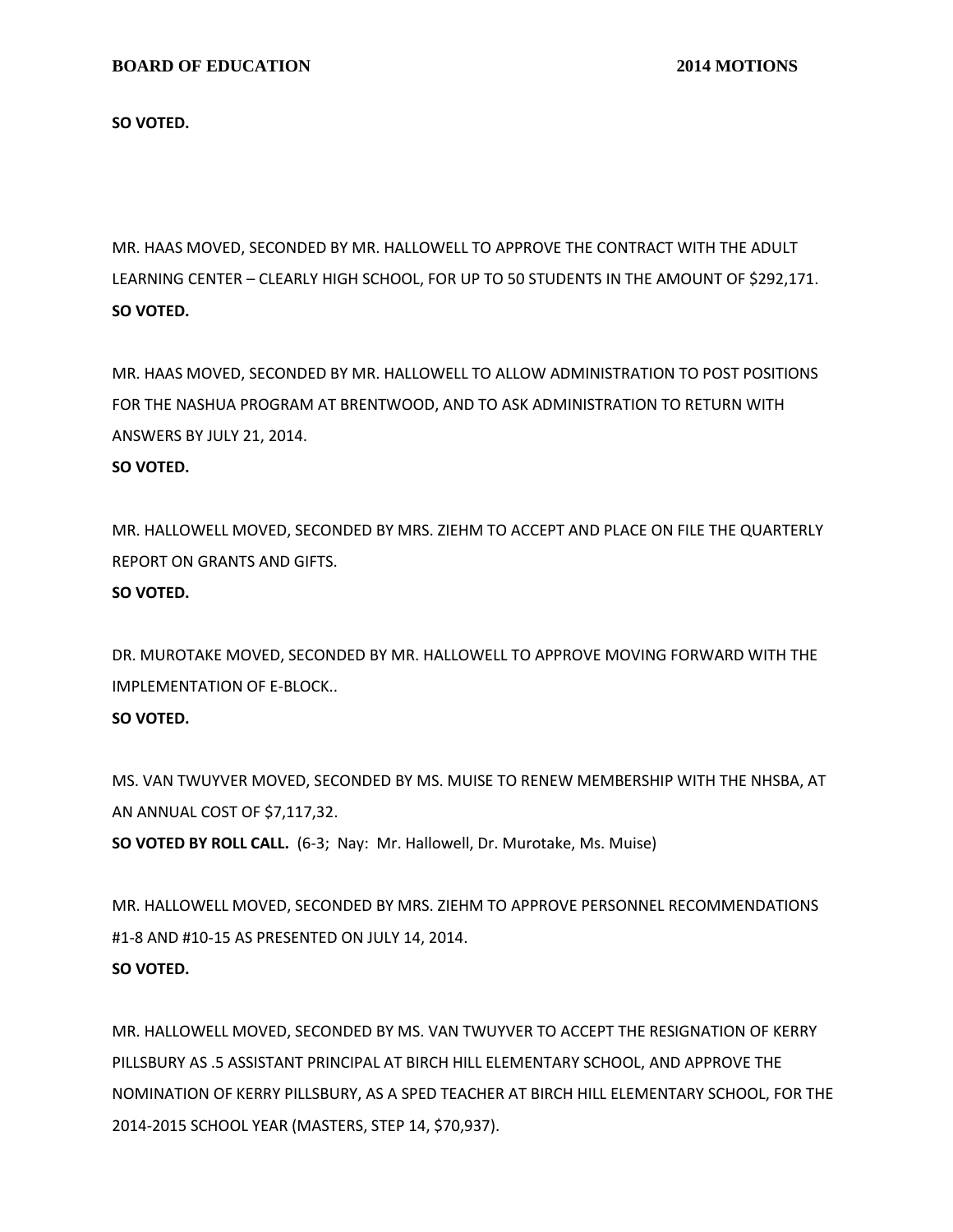**SO VOTED.**

MR. HAAS MOVED, SECONDED BY MR. HALLOWELL TO APPROVE THE CONTRACT WITH THE ADULT LEARNING CENTER – CLEARLY HIGH SCHOOL, FOR UP TO 50 STUDENTS IN THE AMOUNT OF $292,171.
**SO VOTED.**

MR. HAAS MOVED, SECONDED BY MR. HALLOWELL TO ALLOW ADMINISTRATION TO POST POSITIONS FOR THE NASHUA PROGRAM AT BRENTWOOD, AND TO ASK ADMINISTRATION TO RETURN WITH ANSWERS BY JULY 21, 2014.
**SO VOTED.**

MR. HALLOWELL MOVED, SECONDED BY MRS. ZIEHM TO ACCEPT AND PLACE ON FILE THE QUARTERLY REPORT ON GRANTS AND GIFTS.
**SO VOTED.**

DR. MUROTAKE MOVED, SECONDED BY MR. HALLOWELL TO APPROVE MOVING FORWARD WITH THE IMPLEMENTATION OF E-BLOCK..
**SO VOTED.**

MS. VAN TWUYVER MOVED, SECONDED BY MS. MUISE TO RENEW MEMBERSHIP WITH THE NHSBA, AT AN ANNUAL COST OF $7,117,32.
**SO VOTED BY ROLL CALL.** (6-3; Nay: Mr. Hallowell, Dr. Murotake, Ms. Muise)

MR. HALLOWELL MOVED, SECONDED BY MRS. ZIEHM TO APPROVE PERSONNEL RECOMMENDATIONS #1-8 AND #10-15 AS PRESENTED ON JULY 14, 2014.
**SO VOTED.**

MR. HALLOWELL MOVED, SECONDED BY MS. VAN TWUYVER TO ACCEPT THE RESIGNATION OF KERRY PILLSBURY AS .5 ASSISTANT PRINCIPAL AT BIRCH HILL ELEMENTARY SCHOOL, AND APPROVE THE NOMINATION OF KERRY PILLSBURY, AS A SPED TEACHER AT BIRCH HILL ELEMENTARY SCHOOL, FOR THE 2014-2015 SCHOOL YEAR (MASTERS, STEP 14, $70,937).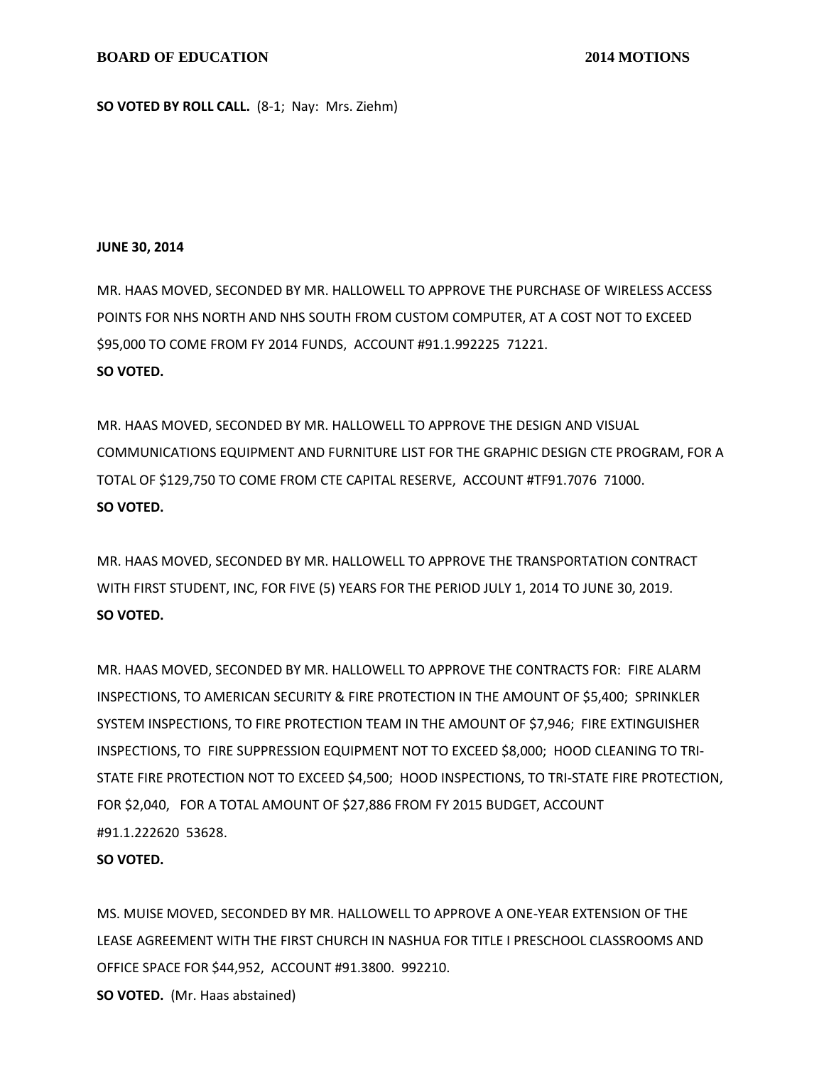**SO VOTED BY ROLL CALL.** (8-1; Nay: Mrs. Ziehm)

**JUNE 30, 2014**

MR. HAAS MOVED, SECONDED BY MR. HALLOWELL TO APPROVE THE PURCHASE OF WIRELESS ACCESS POINTS FOR NHS NORTH AND NHS SOUTH FROM CUSTOM COMPUTER, AT A COST NOT TO EXCEED $95,000 TO COME FROM FY 2014 FUNDS, ACCOUNT #91.1.992225 71221.
**SO VOTED.**

MR. HAAS MOVED, SECONDED BY MR. HALLOWELL TO APPROVE THE DESIGN AND VISUAL COMMUNICATIONS EQUIPMENT AND FURNITURE LIST FOR THE GRAPHIC DESIGN CTE PROGRAM, FOR A TOTAL OF $129,750 TO COME FROM CTE CAPITAL RESERVE, ACCOUNT #TF91.7076 71000.
**SO VOTED.**

MR. HAAS MOVED, SECONDED BY MR. HALLOWELL TO APPROVE THE TRANSPORTATION CONTRACT WITH FIRST STUDENT, INC, FOR FIVE (5) YEARS FOR THE PERIOD JULY 1, 2014 TO JUNE 30, 2019.
**SO VOTED.**

MR. HAAS MOVED, SECONDED BY MR. HALLOWELL TO APPROVE THE CONTRACTS FOR: FIRE ALARM INSPECTIONS, TO AMERICAN SECURITY & FIRE PROTECTION IN THE AMOUNT OF $5,400; SPRINKLER SYSTEM INSPECTIONS, TO FIRE PROTECTION TEAM IN THE AMOUNT OF $7,946; FIRE EXTINGUISHER INSPECTIONS, TO FIRE SUPPRESSION EQUIPMENT NOT TO EXCEED $8,000; HOOD CLEANING TO TRI-STATE FIRE PROTECTION NOT TO EXCEED $4,500; HOOD INSPECTIONS, TO TRI-STATE FIRE PROTECTION, FOR $2,040, FOR A TOTAL AMOUNT OF $27,886 FROM FY 2015 BUDGET, ACCOUNT #91.1.222620 53628.
**SO VOTED.**

MS. MUISE MOVED, SECONDED BY MR. HALLOWELL TO APPROVE A ONE-YEAR EXTENSION OF THE LEASE AGREEMENT WITH THE FIRST CHURCH IN NASHUA FOR TITLE I PRESCHOOL CLASSROOMS AND OFFICE SPACE FOR $44,952, ACCOUNT #91.3800. 992210.
**SO VOTED.** (Mr. Haas abstained)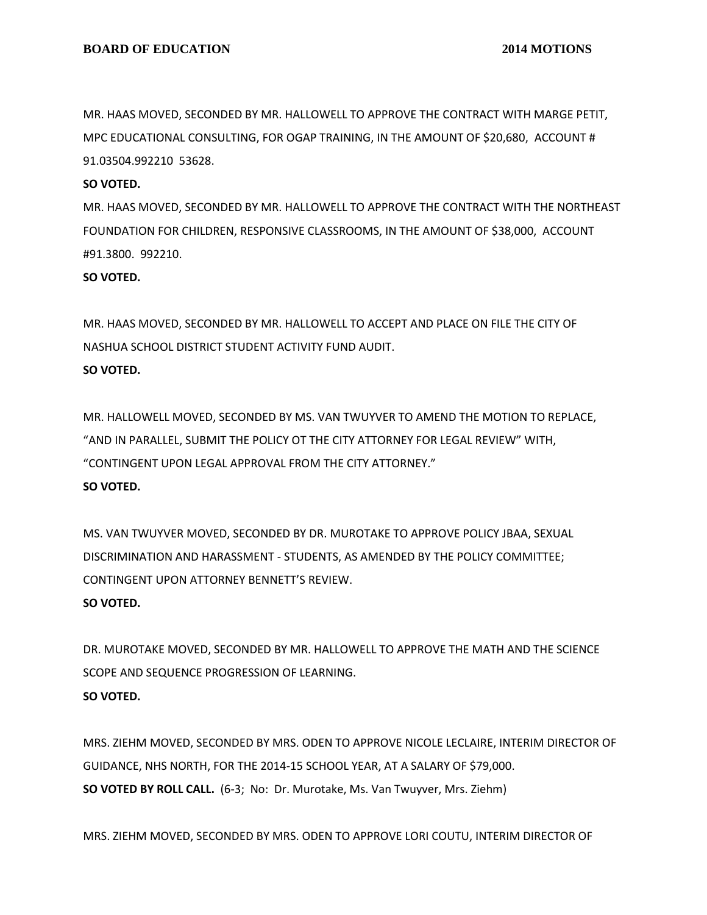MR. HAAS MOVED, SECONDED BY MR. HALLOWELL TO APPROVE THE CONTRACT WITH MARGE PETIT, MPC EDUCATIONAL CONSULTING, FOR OGAP TRAINING, IN THE AMOUNT OF $20,680, ACCOUNT # 91.03504.992210 53628.

**SO VOTED.**

MR. HAAS MOVED, SECONDED BY MR. HALLOWELL TO APPROVE THE CONTRACT WITH THE NORTHEAST FOUNDATION FOR CHILDREN, RESPONSIVE CLASSROOMS, IN THE AMOUNT OF $38,000, ACCOUNT #91.3800. 992210.

**SO VOTED.**

MR. HAAS MOVED, SECONDED BY MR. HALLOWELL TO ACCEPT AND PLACE ON FILE THE CITY OF NASHUA SCHOOL DISTRICT STUDENT ACTIVITY FUND AUDIT.

**SO VOTED.**

MR. HALLOWELL MOVED, SECONDED BY MS. VAN TWUYVER TO AMEND THE MOTION TO REPLACE, "AND IN PARALLEL, SUBMIT THE POLICY OT THE CITY ATTORNEY FOR LEGAL REVIEW" WITH, "CONTINGENT UPON LEGAL APPROVAL FROM THE CITY ATTORNEY."

**SO VOTED.**

MS. VAN TWUYVER MOVED, SECONDED BY DR. MUROTAKE TO APPROVE POLICY JBAA, SEXUAL DISCRIMINATION AND HARASSMENT - STUDENTS, AS AMENDED BY THE POLICY COMMITTEE; CONTINGENT UPON ATTORNEY BENNETT'S REVIEW.

**SO VOTED.**

DR. MUROTAKE MOVED, SECONDED BY MR. HALLOWELL TO APPROVE THE MATH AND THE SCIENCE SCOPE AND SEQUENCE PROGRESSION OF LEARNING.

**SO VOTED.**

MRS. ZIEHM MOVED, SECONDED BY MRS. ODEN TO APPROVE NICOLE LECLAIRE, INTERIM DIRECTOR OF GUIDANCE, NHS NORTH, FOR THE 2014-15 SCHOOL YEAR, AT A SALARY OF $79,000.

**SO VOTED BY ROLL CALL.** (6-3; No: Dr. Murotake, Ms. Van Twuyver, Mrs. Ziehm)

MRS. ZIEHM MOVED, SECONDED BY MRS. ODEN TO APPROVE LORI COUTU, INTERIM DIRECTOR OF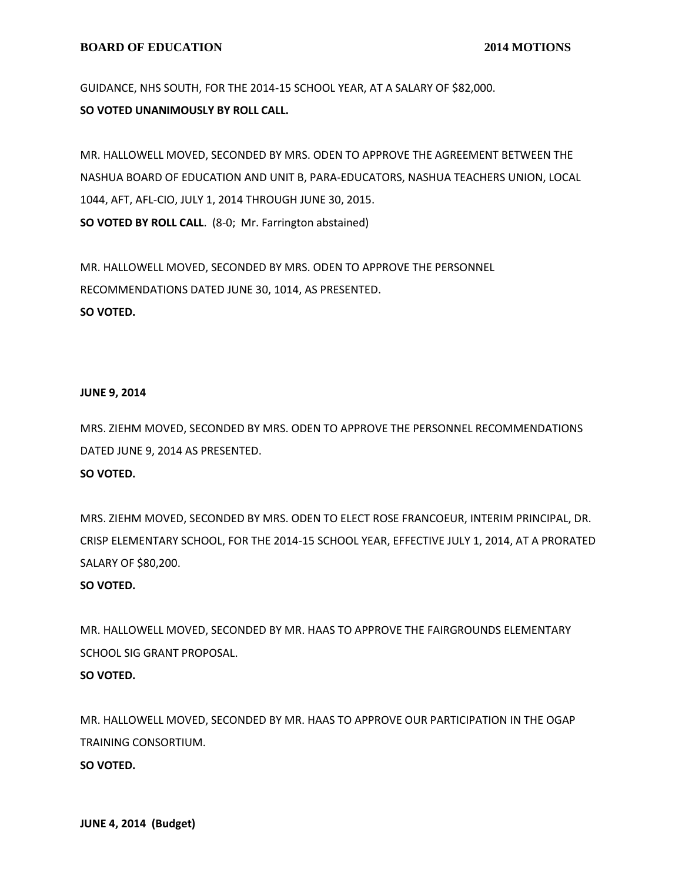GUIDANCE, NHS SOUTH, FOR THE 2014-15 SCHOOL YEAR, AT A SALARY OF $82,000.
**SO VOTED UNANIMOUSLY BY ROLL CALL.**

MR. HALLOWELL MOVED, SECONDED BY MRS. ODEN TO APPROVE THE AGREEMENT BETWEEN THE NASHUA BOARD OF EDUCATION AND UNIT B, PARA-EDUCATORS, NASHUA TEACHERS UNION, LOCAL 1044, AFT, AFL-CIO, JULY 1, 2014 THROUGH JUNE 30, 2015.
**SO VOTED BY ROLL CALL**. (8-0; Mr. Farrington abstained)

MR. HALLOWELL MOVED, SECONDED BY MRS. ODEN TO APPROVE THE PERSONNEL RECOMMENDATIONS DATED JUNE 30, 1014, AS PRESENTED.
**SO VOTED.**

**JUNE 9, 2014**

MRS. ZIEHM MOVED, SECONDED BY MRS. ODEN TO APPROVE THE PERSONNEL RECOMMENDATIONS DATED JUNE 9, 2014 AS PRESENTED.
**SO VOTED.**

MRS. ZIEHM MOVED, SECONDED BY MRS. ODEN TO ELECT ROSE FRANCOEUR, INTERIM PRINCIPAL, DR. CRISP ELEMENTARY SCHOOL, FOR THE 2014-15 SCHOOL YEAR, EFFECTIVE JULY 1, 2014, AT A PRORATED SALARY OF $80,200.
**SO VOTED.**

MR. HALLOWELL MOVED, SECONDED BY MR. HAAS TO APPROVE THE FAIRGROUNDS ELEMENTARY SCHOOL SIG GRANT PROPOSAL.
**SO VOTED.**

MR. HALLOWELL MOVED, SECONDED BY MR. HAAS TO APPROVE OUR PARTICIPATION IN THE OGAP TRAINING CONSORTIUM.
**SO VOTED.**

**JUNE 4, 2014 (Budget)**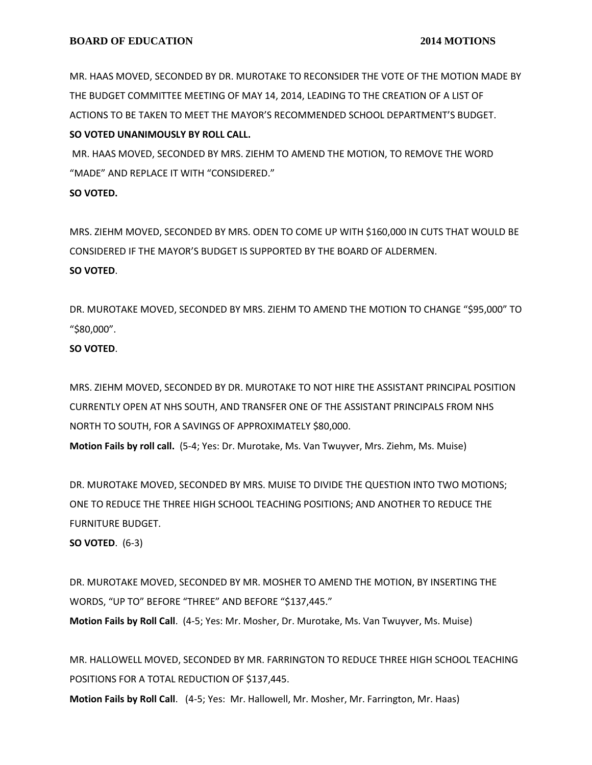MR. HAAS MOVED, SECONDED BY DR. MUROTAKE TO RECONSIDER THE VOTE OF THE MOTION MADE BY THE BUDGET COMMITTEE MEETING OF MAY 14, 2014, LEADING TO THE CREATION OF A LIST OF ACTIONS TO BE TAKEN TO MEET THE MAYOR'S RECOMMENDED SCHOOL DEPARTMENT'S BUDGET.
**SO VOTED UNANIMOUSLY BY ROLL CALL.**

MR. HAAS MOVED, SECONDED BY MRS. ZIEHM TO AMEND THE MOTION, TO REMOVE THE WORD "MADE" AND REPLACE IT WITH "CONSIDERED."
**SO VOTED.**

MRS. ZIEHM MOVED, SECONDED BY MRS. ODEN TO COME UP WITH $160,000 IN CUTS THAT WOULD BE CONSIDERED IF THE MAYOR'S BUDGET IS SUPPORTED BY THE BOARD OF ALDERMEN.
**SO VOTED**.

DR. MUROTAKE MOVED, SECONDED BY MRS. ZIEHM TO AMEND THE MOTION TO CHANGE "$95,000" TO "$80,000".
**SO VOTED**.

MRS. ZIEHM MOVED, SECONDED BY DR. MUROTAKE TO NOT HIRE THE ASSISTANT PRINCIPAL POSITION CURRENTLY OPEN AT NHS SOUTH, AND TRANSFER ONE OF THE ASSISTANT PRINCIPALS FROM NHS NORTH TO SOUTH, FOR A SAVINGS OF APPROXIMATELY $80,000.
**Motion Fails by roll call.** (5-4; Yes: Dr. Murotake, Ms. Van Twuyver, Mrs. Ziehm, Ms. Muise)

DR. MUROTAKE MOVED, SECONDED BY MRS. MUISE TO DIVIDE THE QUESTION INTO TWO MOTIONS; ONE TO REDUCE THE THREE HIGH SCHOOL TEACHING POSITIONS; AND ANOTHER TO REDUCE THE FURNITURE BUDGET.
**SO VOTED**. (6-3)

DR. MUROTAKE MOVED, SECONDED BY MR. MOSHER TO AMEND THE MOTION, BY INSERTING THE WORDS, "UP TO" BEFORE "THREE" AND BEFORE "$137,445."
**Motion Fails by Roll Call**. (4-5; Yes: Mr. Mosher, Dr. Murotake, Ms. Van Twuyver, Ms. Muise)

MR. HALLOWELL MOVED, SECONDED BY MR. FARRINGTON TO REDUCE THREE HIGH SCHOOL TEACHING POSITIONS FOR A TOTAL REDUCTION OF $137,445.
**Motion Fails by Roll Call**. (4-5; Yes: Mr. Hallowell, Mr. Mosher, Mr. Farrington, Mr. Haas)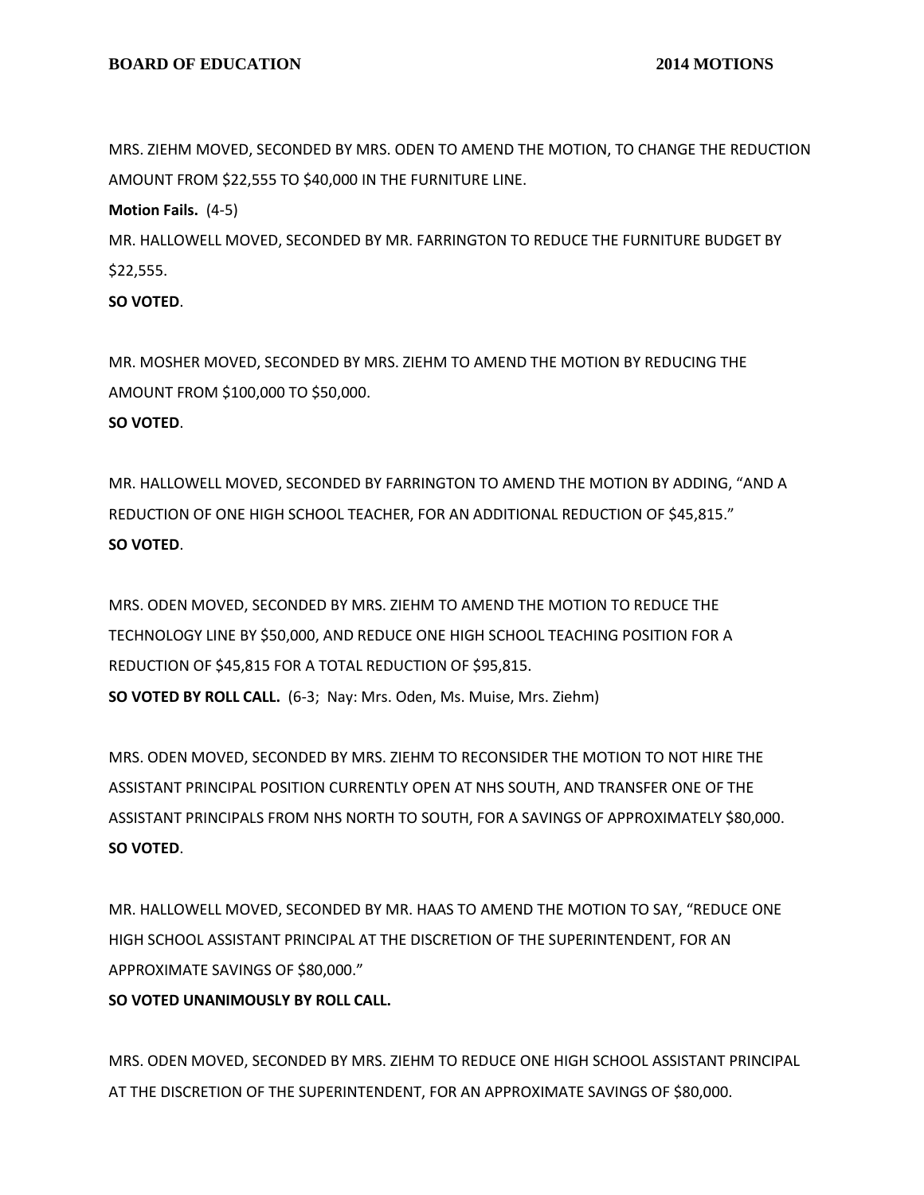MRS. ZIEHM MOVED, SECONDED BY MRS. ODEN TO AMEND THE MOTION, TO CHANGE THE REDUCTION AMOUNT FROM $22,555 TO $40,000 IN THE FURNITURE LINE.

**Motion Fails.** (4-5)

MR. HALLOWELL MOVED, SECONDED BY MR. FARRINGTON TO REDUCE THE FURNITURE BUDGET BY $22,555.

**SO VOTED**.

MR. MOSHER MOVED, SECONDED BY MRS. ZIEHM TO AMEND THE MOTION BY REDUCING THE AMOUNT FROM $100,000 TO $50,000.

**SO VOTED**.

MR. HALLOWELL MOVED, SECONDED BY FARRINGTON TO AMEND THE MOTION BY ADDING, "AND A REDUCTION OF ONE HIGH SCHOOL TEACHER, FOR AN ADDITIONAL REDUCTION OF $45,815."

**SO VOTED**.

MRS. ODEN MOVED, SECONDED BY MRS. ZIEHM TO AMEND THE MOTION TO REDUCE THE TECHNOLOGY LINE BY $50,000, AND REDUCE ONE HIGH SCHOOL TEACHING POSITION FOR A REDUCTION OF $45,815 FOR A TOTAL REDUCTION OF $95,815.

**SO VOTED BY ROLL CALL.** (6-3; Nay: Mrs. Oden, Ms. Muise, Mrs. Ziehm)

MRS. ODEN MOVED, SECONDED BY MRS. ZIEHM TO RECONSIDER THE MOTION TO NOT HIRE THE ASSISTANT PRINCIPAL POSITION CURRENTLY OPEN AT NHS SOUTH, AND TRANSFER ONE OF THE ASSISTANT PRINCIPALS FROM NHS NORTH TO SOUTH, FOR A SAVINGS OF APPROXIMATELY $80,000.

**SO VOTED**.

MR. HALLOWELL MOVED, SECONDED BY MR. HAAS TO AMEND THE MOTION TO SAY, "REDUCE ONE HIGH SCHOOL ASSISTANT PRINCIPAL AT THE DISCRETION OF THE SUPERINTENDENT, FOR AN APPROXIMATE SAVINGS OF $80,000."

**SO VOTED UNANIMOUSLY BY ROLL CALL.**

MRS. ODEN MOVED, SECONDED BY MRS. ZIEHM TO REDUCE ONE HIGH SCHOOL ASSISTANT PRINCIPAL AT THE DISCRETION OF THE SUPERINTENDENT, FOR AN APPROXIMATE SAVINGS OF $80,000.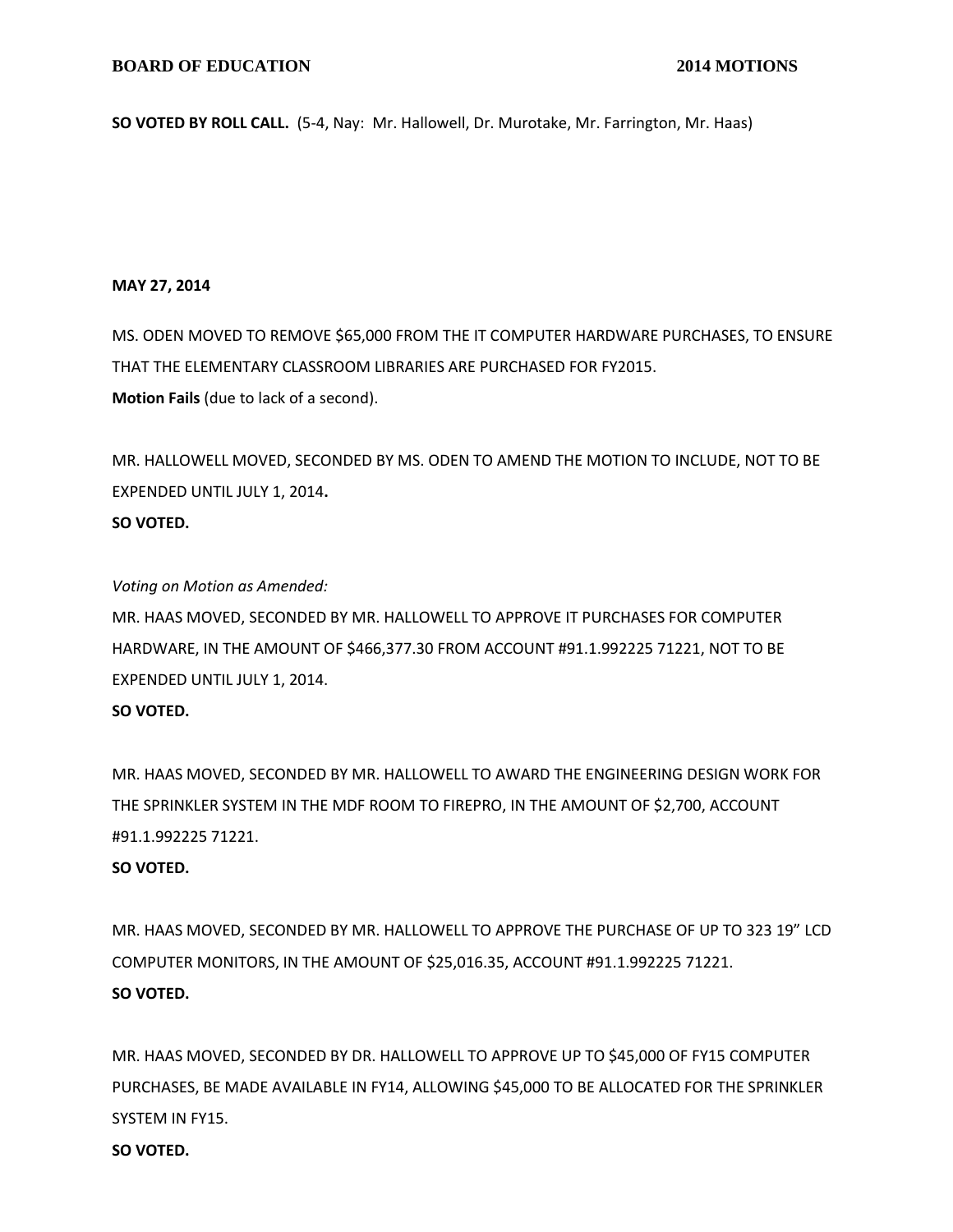**SO VOTED BY ROLL CALL.** (5-4, Nay: Mr. Hallowell, Dr. Murotake, Mr. Farrington, Mr. Haas)

**MAY 27, 2014**

MS. ODEN MOVED TO REMOVE $65,000 FROM THE IT COMPUTER HARDWARE PURCHASES, TO ENSURE THAT THE ELEMENTARY CLASSROOM LIBRARIES ARE PURCHASED FOR FY2015.
**Motion Fails** (due to lack of a second).

MR. HALLOWELL MOVED, SECONDED BY MS. ODEN TO AMEND THE MOTION TO INCLUDE, NOT TO BE EXPENDED UNTIL JULY 1, 2014**.**
**SO VOTED.**

*Voting on Motion as Amended:*
MR. HAAS MOVED, SECONDED BY MR. HALLOWELL TO APPROVE IT PURCHASES FOR COMPUTER HARDWARE, IN THE AMOUNT OF $466,377.30 FROM ACCOUNT #91.1.992225 71221, NOT TO BE EXPENDED UNTIL JULY 1, 2014.
**SO VOTED.**

MR. HAAS MOVED, SECONDED BY MR. HALLOWELL TO AWARD THE ENGINEERING DESIGN WORK FOR THE SPRINKLER SYSTEM IN THE MDF ROOM TO FIREPRO, IN THE AMOUNT OF $2,700, ACCOUNT #91.1.992225 71221.
**SO VOTED.**

MR. HAAS MOVED, SECONDED BY MR. HALLOWELL TO APPROVE THE PURCHASE OF UP TO 323 19" LCD COMPUTER MONITORS, IN THE AMOUNT OF $25,016.35, ACCOUNT #91.1.992225 71221.
**SO VOTED.**

MR. HAAS MOVED, SECONDED BY DR. HALLOWELL TO APPROVE UP TO $45,000 OF FY15 COMPUTER PURCHASES, BE MADE AVAILABLE IN FY14, ALLOWING $45,000 TO BE ALLOCATED FOR THE SPRINKLER SYSTEM IN FY15.
**SO VOTED.**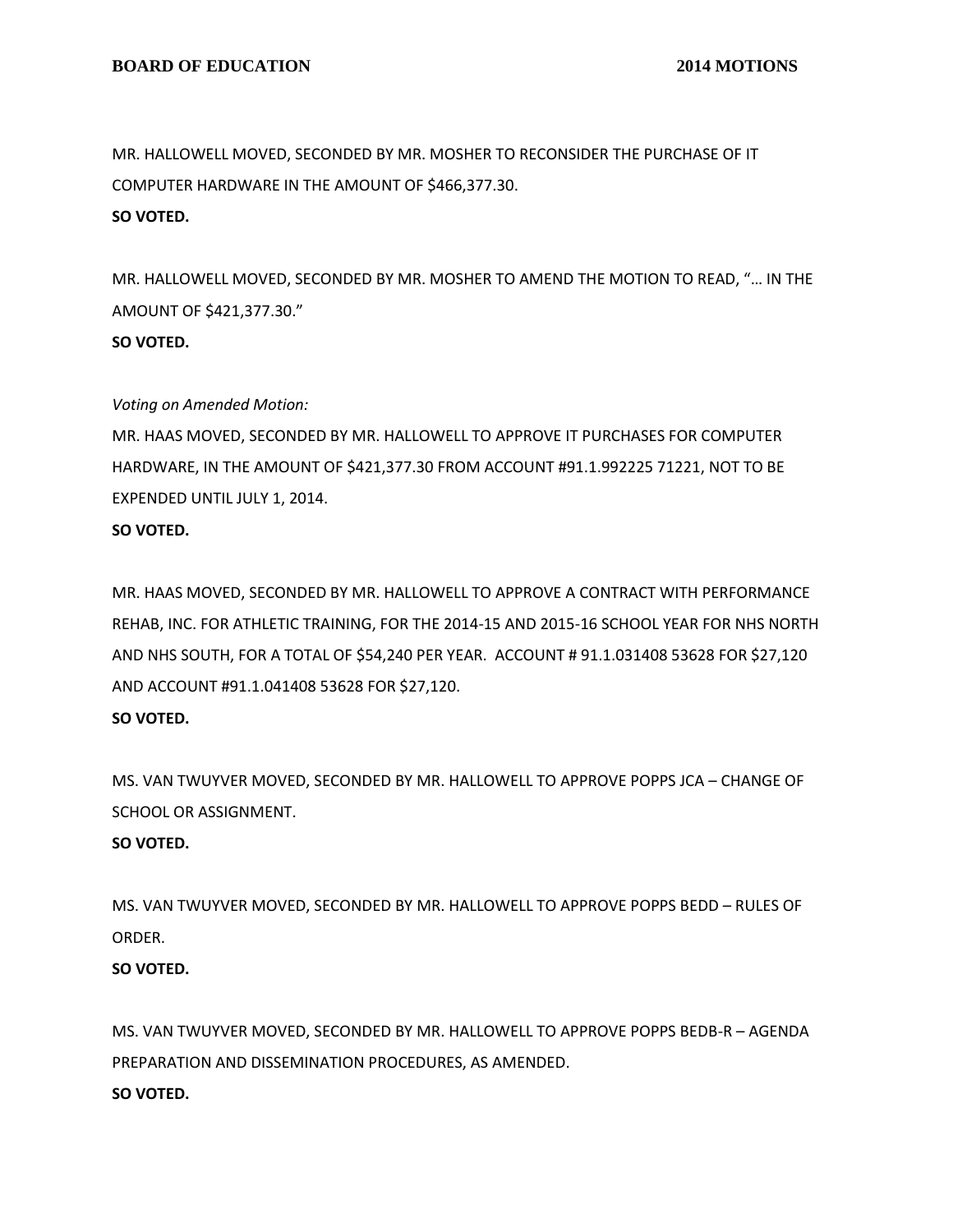MR. HALLOWELL MOVED, SECONDED BY MR. MOSHER TO RECONSIDER THE PURCHASE OF IT COMPUTER HARDWARE IN THE AMOUNT OF $466,377.30.
**SO VOTED.**

MR. HALLOWELL MOVED, SECONDED BY MR. MOSHER TO AMEND THE MOTION TO READ, "… IN THE AMOUNT OF $421,377.30."
**SO VOTED.**

*Voting on Amended Motion:*
MR. HAAS MOVED, SECONDED BY MR. HALLOWELL TO APPROVE IT PURCHASES FOR COMPUTER HARDWARE, IN THE AMOUNT OF $421,377.30 FROM ACCOUNT #91.1.992225 71221, NOT TO BE EXPENDED UNTIL JULY 1, 2014.
**SO VOTED.**

MR. HAAS MOVED, SECONDED BY MR. HALLOWELL TO APPROVE A CONTRACT WITH PERFORMANCE REHAB, INC. FOR ATHLETIC TRAINING, FOR THE 2014-15 AND 2015-16 SCHOOL YEAR FOR NHS NORTH AND NHS SOUTH, FOR A TOTAL OF $54,240 PER YEAR. ACCOUNT # 91.1.031408 53628 FOR $27,120 AND ACCOUNT #91.1.041408 53628 FOR $27,120.
**SO VOTED.**

MS. VAN TWUYVER MOVED, SECONDED BY MR. HALLOWELL TO APPROVE POPPS JCA – CHANGE OF SCHOOL OR ASSIGNMENT.
**SO VOTED.**

MS. VAN TWUYVER MOVED, SECONDED BY MR. HALLOWELL TO APPROVE POPPS BEDD – RULES OF ORDER.
**SO VOTED.**

MS. VAN TWUYVER MOVED, SECONDED BY MR. HALLOWELL TO APPROVE POPPS BEDB-R – AGENDA PREPARATION AND DISSEMINATION PROCEDURES, AS AMENDED.
**SO VOTED.**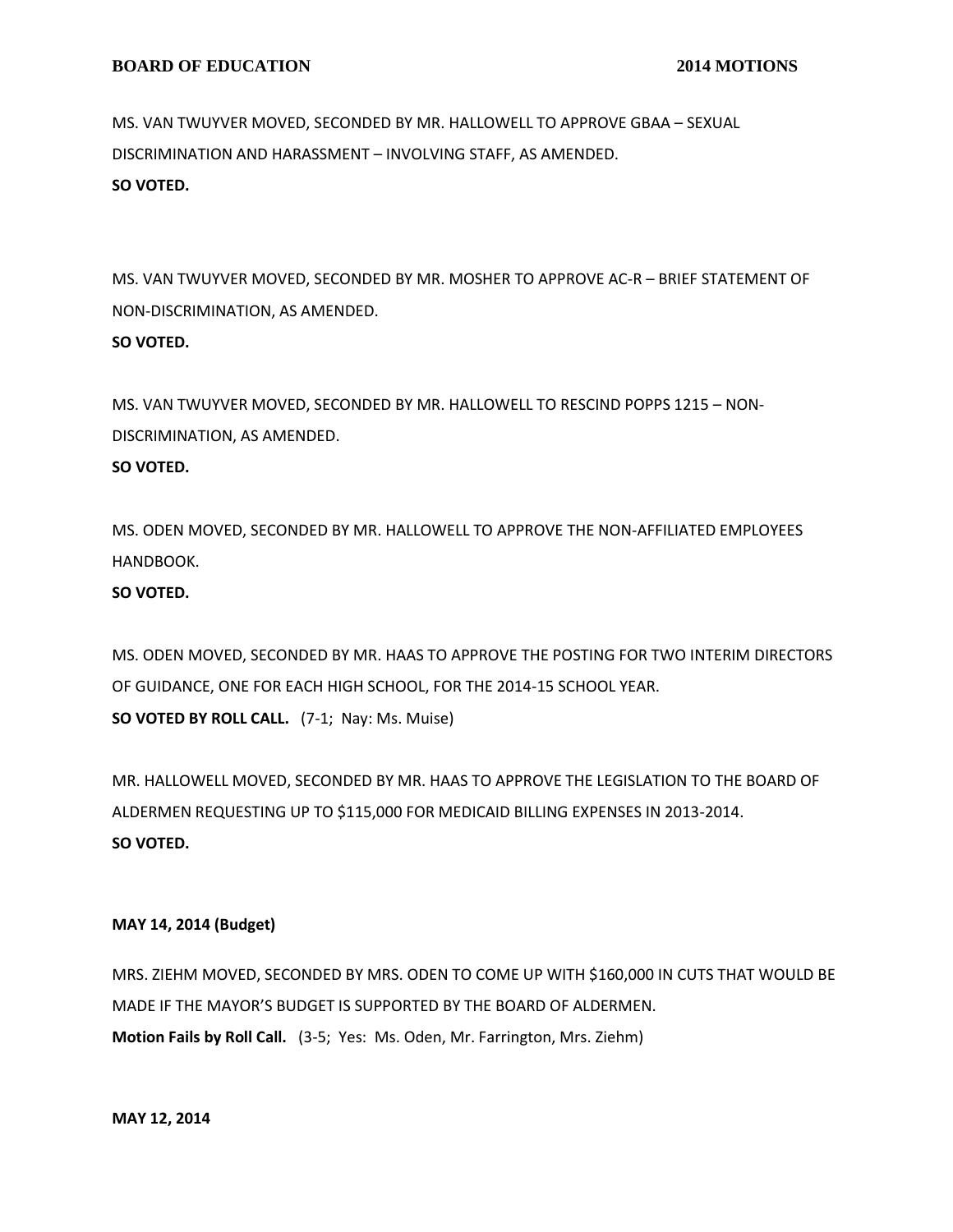MS. VAN TWUYVER MOVED, SECONDED BY MR. HALLOWELL TO APPROVE GBAA – SEXUAL DISCRIMINATION AND HARASSMENT – INVOLVING STAFF, AS AMENDED.
**SO VOTED.**

MS. VAN TWUYVER MOVED, SECONDED BY MR. MOSHER TO APPROVE AC-R – BRIEF STATEMENT OF NON-DISCRIMINATION, AS AMENDED.
**SO VOTED.**

MS. VAN TWUYVER MOVED, SECONDED BY MR. HALLOWELL TO RESCIND POPPS 1215 – NON-DISCRIMINATION, AS AMENDED.
**SO VOTED.**

MS. ODEN MOVED, SECONDED BY MR. HALLOWELL TO APPROVE THE NON-AFFILIATED EMPLOYEES HANDBOOK.
**SO VOTED.**

MS. ODEN MOVED, SECONDED BY MR. HAAS TO APPROVE THE POSTING FOR TWO INTERIM DIRECTORS OF GUIDANCE, ONE FOR EACH HIGH SCHOOL, FOR THE 2014-15 SCHOOL YEAR.
**SO VOTED BY ROLL CALL.** (7-1; Nay: Ms. Muise)

MR. HALLOWELL MOVED, SECONDED BY MR. HAAS TO APPROVE THE LEGISLATION TO THE BOARD OF ALDERMEN REQUESTING UP TO $115,000 FOR MEDICAID BILLING EXPENSES IN 2013-2014.
**SO VOTED.**

**MAY 14, 2014 (Budget)**

MRS. ZIEHM MOVED, SECONDED BY MRS. ODEN TO COME UP WITH $160,000 IN CUTS THAT WOULD BE MADE IF THE MAYOR'S BUDGET IS SUPPORTED BY THE BOARD OF ALDERMEN.
**Motion Fails by Roll Call.** (3-5; Yes: Ms. Oden, Mr. Farrington, Mrs. Ziehm)

**MAY 12, 2014**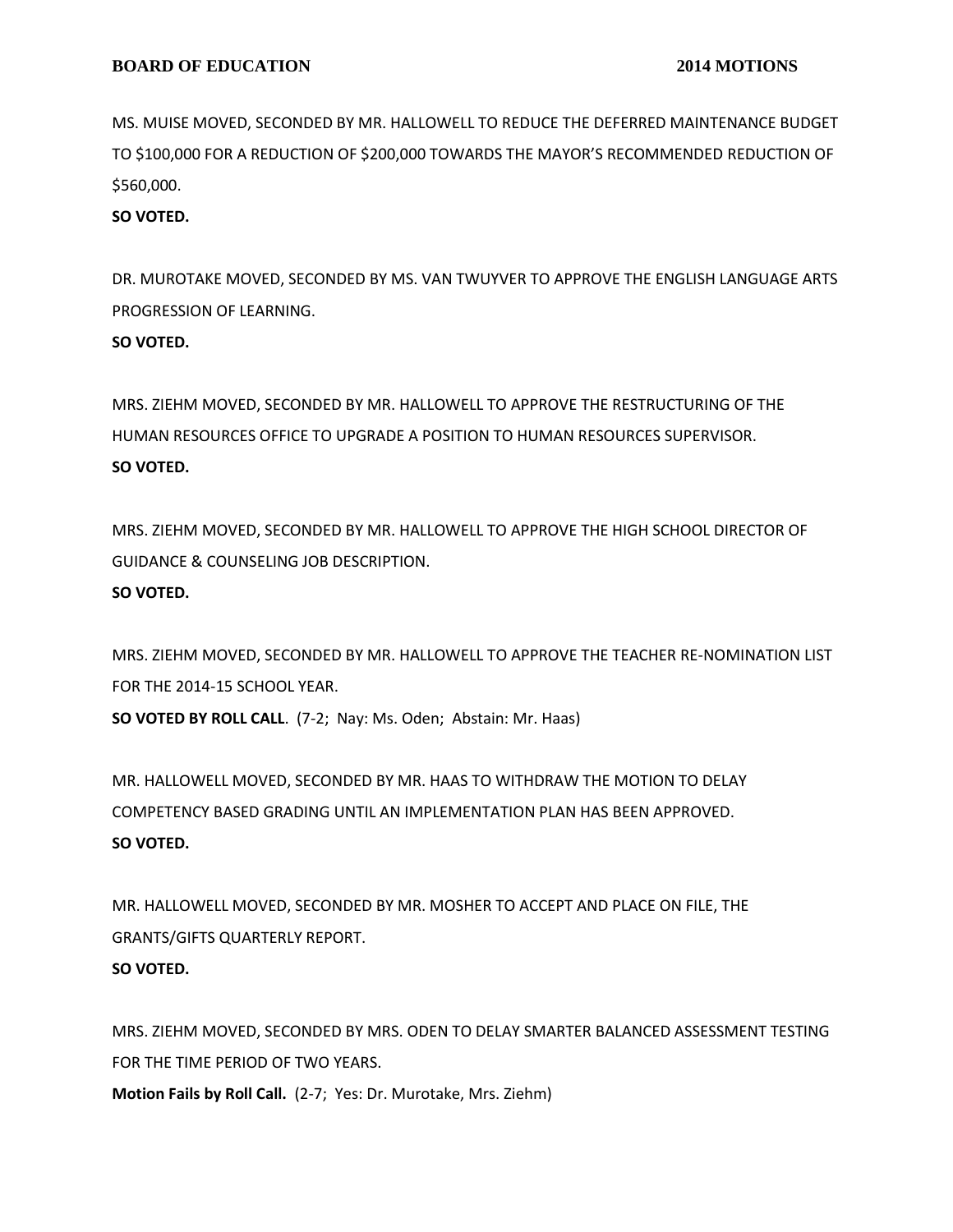MS. MUISE MOVED, SECONDED BY MR. HALLOWELL TO REDUCE THE DEFERRED MAINTENANCE BUDGET TO $100,000 FOR A REDUCTION OF $200,000 TOWARDS THE MAYOR'S RECOMMENDED REDUCTION OF $560,000.

**SO VOTED.**

DR. MUROTAKE MOVED, SECONDED BY MS. VAN TWUYVER TO APPROVE THE ENGLISH LANGUAGE ARTS PROGRESSION OF LEARNING.

**SO VOTED.**

MRS. ZIEHM MOVED, SECONDED BY MR. HALLOWELL TO APPROVE THE RESTRUCTURING OF THE HUMAN RESOURCES OFFICE TO UPGRADE A POSITION TO HUMAN RESOURCES SUPERVISOR.

**SO VOTED.**

MRS. ZIEHM MOVED, SECONDED BY MR. HALLOWELL TO APPROVE THE HIGH SCHOOL DIRECTOR OF GUIDANCE & COUNSELING JOB DESCRIPTION.

**SO VOTED.**

MRS. ZIEHM MOVED, SECONDED BY MR. HALLOWELL TO APPROVE THE TEACHER RE-NOMINATION LIST FOR THE 2014-15 SCHOOL YEAR.

**SO VOTED BY ROLL CALL**. (7-2; Nay: Ms. Oden; Abstain: Mr. Haas)

MR. HALLOWELL MOVED, SECONDED BY MR. HAAS TO WITHDRAW THE MOTION TO DELAY COMPETENCY BASED GRADING UNTIL AN IMPLEMENTATION PLAN HAS BEEN APPROVED.

**SO VOTED.**

MR. HALLOWELL MOVED, SECONDED BY MR. MOSHER TO ACCEPT AND PLACE ON FILE, THE GRANTS/GIFTS QUARTERLY REPORT.

**SO VOTED.**

MRS. ZIEHM MOVED, SECONDED BY MRS. ODEN TO DELAY SMARTER BALANCED ASSESSMENT TESTING FOR THE TIME PERIOD OF TWO YEARS.

**Motion Fails by Roll Call.** (2-7; Yes: Dr. Murotake, Mrs. Ziehm)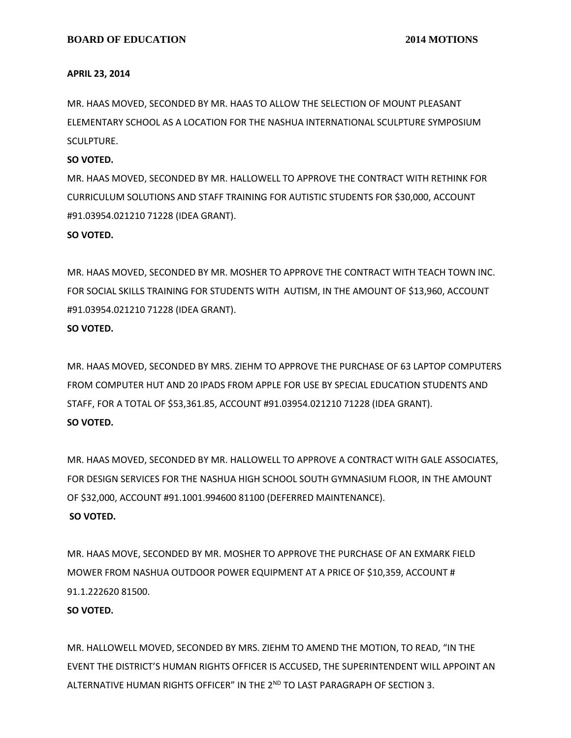**APRIL 23, 2014**

MR. HAAS MOVED, SECONDED BY MR. HAAS TO ALLOW THE SELECTION OF MOUNT PLEASANT ELEMENTARY SCHOOL AS A LOCATION FOR THE NASHUA INTERNATIONAL SCULPTURE SYMPOSIUM SCULPTURE.

**SO VOTED.**

MR. HAAS MOVED, SECONDED BY MR. HALLOWELL TO APPROVE THE CONTRACT WITH RETHINK FOR CURRICULUM SOLUTIONS AND STAFF TRAINING FOR AUTISTIC STUDENTS FOR $30,000, ACCOUNT #91.03954.021210 71228 (IDEA GRANT).

**SO VOTED.**

MR. HAAS MOVED, SECONDED BY MR. MOSHER TO APPROVE THE CONTRACT WITH TEACH TOWN INC. FOR SOCIAL SKILLS TRAINING FOR STUDENTS WITH AUTISM, IN THE AMOUNT OF $13,960, ACCOUNT #91.03954.021210 71228 (IDEA GRANT).

**SO VOTED.**

MR. HAAS MOVED, SECONDED BY MRS. ZIEHM TO APPROVE THE PURCHASE OF 63 LAPTOP COMPUTERS FROM COMPUTER HUT AND 20 IPADS FROM APPLE FOR USE BY SPECIAL EDUCATION STUDENTS AND STAFF, FOR A TOTAL OF $53,361.85, ACCOUNT #91.03954.021210 71228 (IDEA GRANT).

**SO VOTED.**

MR. HAAS MOVED, SECONDED BY MR. HALLOWELL TO APPROVE A CONTRACT WITH GALE ASSOCIATES, FOR DESIGN SERVICES FOR THE NASHUA HIGH SCHOOL SOUTH GYMNASIUM FLOOR, IN THE AMOUNT OF $32,000, ACCOUNT #91.1001.994600 81100 (DEFERRED MAINTENANCE).

**SO VOTED.**

MR. HAAS MOVE, SECONDED BY MR. MOSHER TO APPROVE THE PURCHASE OF AN EXMARK FIELD MOWER FROM NASHUA OUTDOOR POWER EQUIPMENT AT A PRICE OF $10,359, ACCOUNT # 91.1.222620 81500.

**SO VOTED.**

MR. HALLOWELL MOVED, SECONDED BY MRS. ZIEHM TO AMEND THE MOTION, TO READ, "IN THE EVENT THE DISTRICT'S HUMAN RIGHTS OFFICER IS ACCUSED, THE SUPERINTENDENT WILL APPOINT AN ALTERNATIVE HUMAN RIGHTS OFFICER" IN THE 2ND TO LAST PARAGRAPH OF SECTION 3.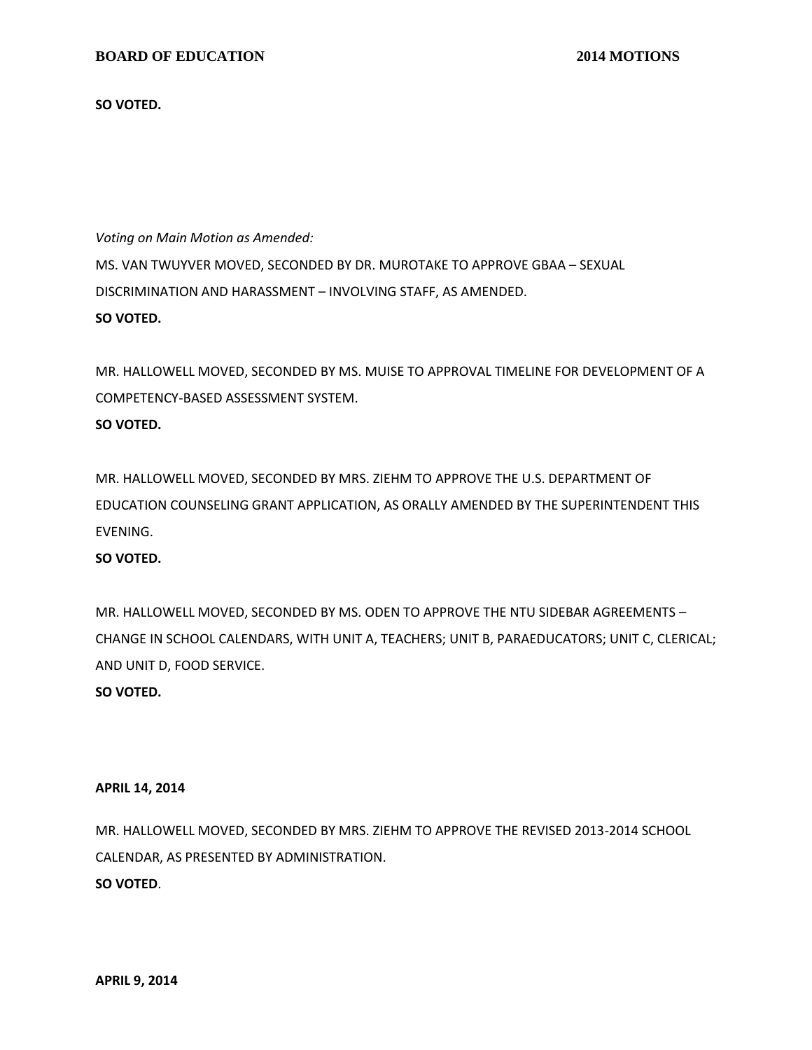**SO VOTED.**

*Voting on Main Motion as Amended:*

MS. VAN TWUYVER MOVED, SECONDED BY DR. MUROTAKE TO APPROVE GBAA – SEXUAL DISCRIMINATION AND HARASSMENT – INVOLVING STAFF, AS AMENDED.

**SO VOTED.**

MR. HALLOWELL MOVED, SECONDED BY MS. MUISE TO APPROVAL TIMELINE FOR DEVELOPMENT OF A COMPETENCY-BASED ASSESSMENT SYSTEM.

**SO VOTED.**

MR. HALLOWELL MOVED, SECONDED BY MRS. ZIEHM TO APPROVE THE U.S. DEPARTMENT OF EDUCATION COUNSELING GRANT APPLICATION, AS ORALLY AMENDED BY THE SUPERINTENDENT THIS EVENING.

**SO VOTED.**

MR. HALLOWELL MOVED, SECONDED BY MS. ODEN TO APPROVE THE NTU SIDEBAR AGREEMENTS – CHANGE IN SCHOOL CALENDARS, WITH UNIT A, TEACHERS; UNIT B, PARAEDUCATORS; UNIT C, CLERICAL; AND UNIT D, FOOD SERVICE.

**SO VOTED.**

**APRIL 14, 2014**

MR. HALLOWELL MOVED, SECONDED BY MRS. ZIEHM TO APPROVE THE REVISED 2013-2014 SCHOOL CALENDAR, AS PRESENTED BY ADMINISTRATION.

**SO VOTED**.

**APRIL 9, 2014**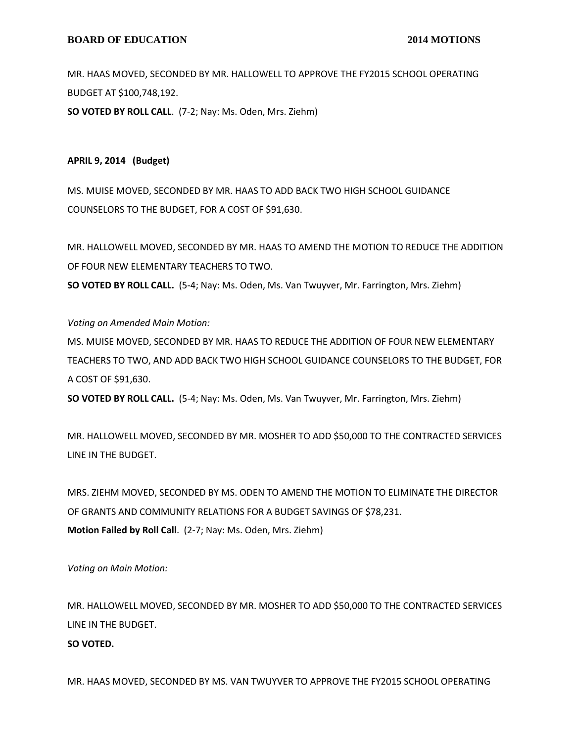MR. HAAS MOVED, SECONDED BY MR. HALLOWELL TO APPROVE THE FY2015 SCHOOL OPERATING BUDGET AT $100,748,192.

**SO VOTED BY ROLL CALL**. (7-2; Nay: Ms. Oden, Mrs. Ziehm)

**APRIL 9, 2014 (Budget)**

MS. MUISE MOVED, SECONDED BY MR. HAAS TO ADD BACK TWO HIGH SCHOOL GUIDANCE COUNSELORS TO THE BUDGET, FOR A COST OF $91,630.

MR. HALLOWELL MOVED, SECONDED BY MR. HAAS TO AMEND THE MOTION TO REDUCE THE ADDITION OF FOUR NEW ELEMENTARY TEACHERS TO TWO.

**SO VOTED BY ROLL CALL.** (5-4; Nay: Ms. Oden, Ms. Van Twuyver, Mr. Farrington, Mrs. Ziehm)

*Voting on Amended Main Motion:*

MS. MUISE MOVED, SECONDED BY MR. HAAS TO REDUCE THE ADDITION OF FOUR NEW ELEMENTARY TEACHERS TO TWO, AND ADD BACK TWO HIGH SCHOOL GUIDANCE COUNSELORS TO THE BUDGET, FOR A COST OF $91,630.

**SO VOTED BY ROLL CALL.** (5-4; Nay: Ms. Oden, Ms. Van Twuyver, Mr. Farrington, Mrs. Ziehm)

MR. HALLOWELL MOVED, SECONDED BY MR. MOSHER TO ADD $50,000 TO THE CONTRACTED SERVICES LINE IN THE BUDGET.

MRS. ZIEHM MOVED, SECONDED BY MS. ODEN TO AMEND THE MOTION TO ELIMINATE THE DIRECTOR OF GRANTS AND COMMUNITY RELATIONS FOR A BUDGET SAVINGS OF $78,231.

**Motion Failed by Roll Call**. (2-7; Nay: Ms. Oden, Mrs. Ziehm)

*Voting on Main Motion:*

MR. HALLOWELL MOVED, SECONDED BY MR. MOSHER TO ADD $50,000 TO THE CONTRACTED SERVICES LINE IN THE BUDGET.

**SO VOTED.**

MR. HAAS MOVED, SECONDED BY MS. VAN TWUYVER TO APPROVE THE FY2015 SCHOOL OPERATING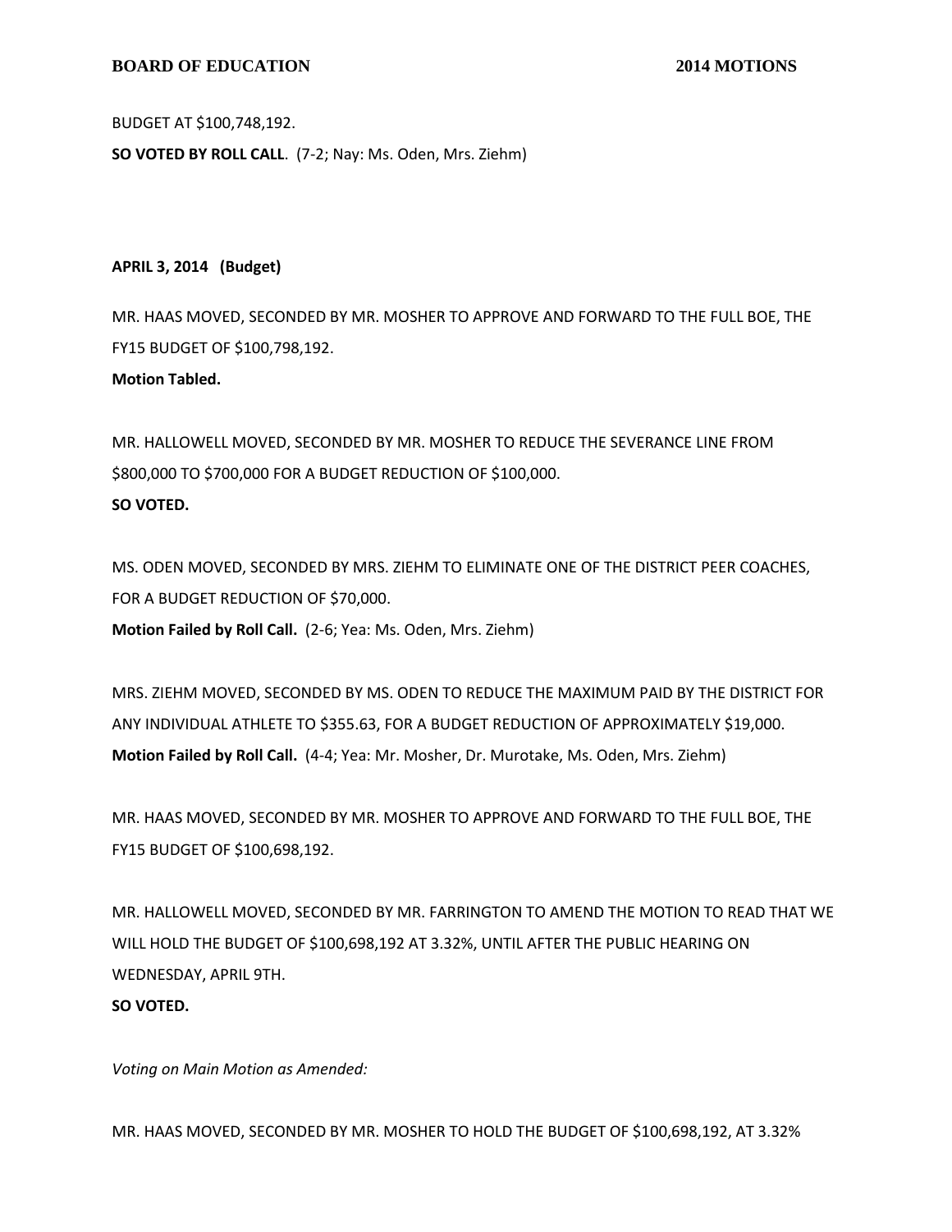BUDGET AT $100,748,192.

**SO VOTED BY ROLL CALL**. (7-2; Nay: Ms. Oden, Mrs. Ziehm)

**APRIL 3, 2014 (Budget)**

MR. HAAS MOVED, SECONDED BY MR. MOSHER TO APPROVE AND FORWARD TO THE FULL BOE, THE FY15 BUDGET OF $100,798,192.

**Motion Tabled.**

MR. HALLOWELL MOVED, SECONDED BY MR. MOSHER TO REDUCE THE SEVERANCE LINE FROM $800,000 TO $700,000 FOR A BUDGET REDUCTION OF $100,000.

**SO VOTED.**

MS. ODEN MOVED, SECONDED BY MRS. ZIEHM TO ELIMINATE ONE OF THE DISTRICT PEER COACHES, FOR A BUDGET REDUCTION OF $70,000.

**Motion Failed by Roll Call.** (2-6; Yea: Ms. Oden, Mrs. Ziehm)

MRS. ZIEHM MOVED, SECONDED BY MS. ODEN TO REDUCE THE MAXIMUM PAID BY THE DISTRICT FOR ANY INDIVIDUAL ATHLETE TO $355.63, FOR A BUDGET REDUCTION OF APPROXIMATELY $19,000.

**Motion Failed by Roll Call.** (4-4; Yea: Mr. Mosher, Dr. Murotake, Ms. Oden, Mrs. Ziehm)

MR. HAAS MOVED, SECONDED BY MR. MOSHER TO APPROVE AND FORWARD TO THE FULL BOE, THE FY15 BUDGET OF $100,698,192.

MR. HALLOWELL MOVED, SECONDED BY MR. FARRINGTON TO AMEND THE MOTION TO READ THAT WE WILL HOLD THE BUDGET OF $100,698,192 AT 3.32%, UNTIL AFTER THE PUBLIC HEARING ON WEDNESDAY, APRIL 9TH.

**SO VOTED.**

*Voting on Main Motion as Amended:*

MR. HAAS MOVED, SECONDED BY MR. MOSHER TO HOLD THE BUDGET OF $100,698,192, AT 3.32%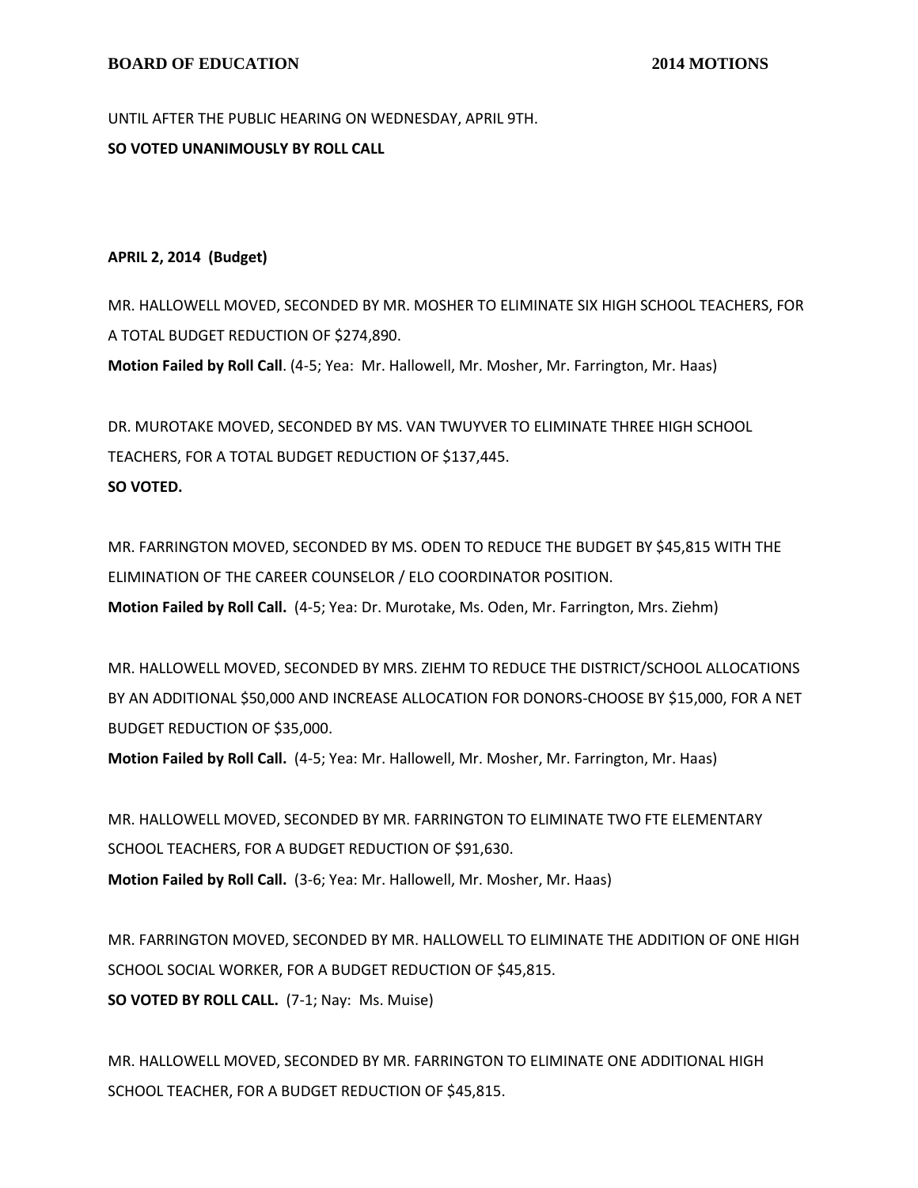UNTIL AFTER THE PUBLIC HEARING ON WEDNESDAY, APRIL 9TH.

**SO VOTED UNANIMOUSLY BY ROLL CALL**

**APRIL 2, 2014 (Budget)**

MR. HALLOWELL MOVED, SECONDED BY MR. MOSHER TO ELIMINATE SIX HIGH SCHOOL TEACHERS, FOR A TOTAL BUDGET REDUCTION OF $274,890.

**Motion Failed by Roll Call**. (4-5; Yea: Mr. Hallowell, Mr. Mosher, Mr. Farrington, Mr. Haas)

DR. MUROTAKE MOVED, SECONDED BY MS. VAN TWUYVER TO ELIMINATE THREE HIGH SCHOOL TEACHERS, FOR A TOTAL BUDGET REDUCTION OF $137,445.

**SO VOTED.**

MR. FARRINGTON MOVED, SECONDED BY MS. ODEN TO REDUCE THE BUDGET BY $45,815 WITH THE ELIMINATION OF THE CAREER COUNSELOR / ELO COORDINATOR POSITION.

**Motion Failed by Roll Call.** (4-5; Yea: Dr. Murotake, Ms. Oden, Mr. Farrington, Mrs. Ziehm)

MR. HALLOWELL MOVED, SECONDED BY MRS. ZIEHM TO REDUCE THE DISTRICT/SCHOOL ALLOCATIONS BY AN ADDITIONAL $50,000 AND INCREASE ALLOCATION FOR DONORS-CHOOSE BY $15,000, FOR A NET BUDGET REDUCTION OF $35,000.

**Motion Failed by Roll Call.** (4-5; Yea: Mr. Hallowell, Mr. Mosher, Mr. Farrington, Mr. Haas)

MR. HALLOWELL MOVED, SECONDED BY MR. FARRINGTON TO ELIMINATE TWO FTE ELEMENTARY SCHOOL TEACHERS, FOR A BUDGET REDUCTION OF $91,630.

**Motion Failed by Roll Call.** (3-6; Yea: Mr. Hallowell, Mr. Mosher, Mr. Haas)

MR. FARRINGTON MOVED, SECONDED BY MR. HALLOWELL TO ELIMINATE THE ADDITION OF ONE HIGH SCHOOL SOCIAL WORKER, FOR A BUDGET REDUCTION OF $45,815.

**SO VOTED BY ROLL CALL.** (7-1; Nay: Ms. Muise)

MR. HALLOWELL MOVED, SECONDED BY MR. FARRINGTON TO ELIMINATE ONE ADDITIONAL HIGH SCHOOL TEACHER, FOR A BUDGET REDUCTION OF $45,815.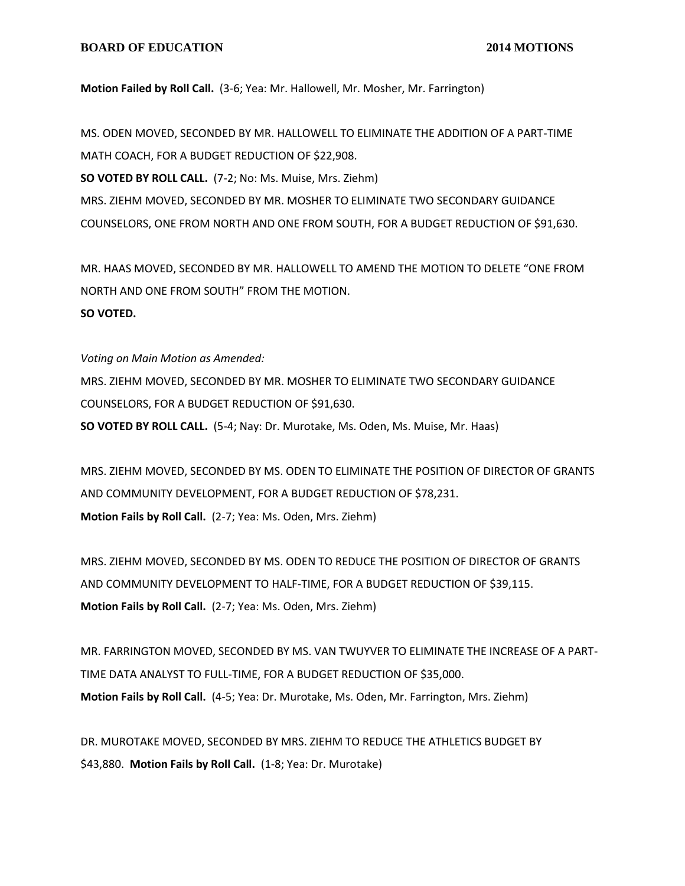**Motion Failed by Roll Call.** (3-6; Yea: Mr. Hallowell, Mr. Mosher, Mr. Farrington)

MS. ODEN MOVED, SECONDED BY MR. HALLOWELL TO ELIMINATE THE ADDITION OF A PART-TIME MATH COACH, FOR A BUDGET REDUCTION OF $22,908.

**SO VOTED BY ROLL CALL.** (7-2; No: Ms. Muise, Mrs. Ziehm)

MRS. ZIEHM MOVED, SECONDED BY MR. MOSHER TO ELIMINATE TWO SECONDARY GUIDANCE COUNSELORS, ONE FROM NORTH AND ONE FROM SOUTH, FOR A BUDGET REDUCTION OF $91,630.

MR. HAAS MOVED, SECONDED BY MR. HALLOWELL TO AMEND THE MOTION TO DELETE "ONE FROM NORTH AND ONE FROM SOUTH" FROM THE MOTION.

**SO VOTED.**

*Voting on Main Motion as Amended:*

MRS. ZIEHM MOVED, SECONDED BY MR. MOSHER TO ELIMINATE TWO SECONDARY GUIDANCE COUNSELORS, FOR A BUDGET REDUCTION OF $91,630.

**SO VOTED BY ROLL CALL.** (5-4; Nay: Dr. Murotake, Ms. Oden, Ms. Muise, Mr. Haas)

MRS. ZIEHM MOVED, SECONDED BY MS. ODEN TO ELIMINATE THE POSITION OF DIRECTOR OF GRANTS AND COMMUNITY DEVELOPMENT, FOR A BUDGET REDUCTION OF $78,231.

**Motion Fails by Roll Call.** (2-7; Yea: Ms. Oden, Mrs. Ziehm)

MRS. ZIEHM MOVED, SECONDED BY MS. ODEN TO REDUCE THE POSITION OF DIRECTOR OF GRANTS AND COMMUNITY DEVELOPMENT TO HALF-TIME, FOR A BUDGET REDUCTION OF $39,115.

**Motion Fails by Roll Call.** (2-7; Yea: Ms. Oden, Mrs. Ziehm)

MR. FARRINGTON MOVED, SECONDED BY MS. VAN TWUYVER TO ELIMINATE THE INCREASE OF A PART-TIME DATA ANALYST TO FULL-TIME, FOR A BUDGET REDUCTION OF $35,000.

**Motion Fails by Roll Call.** (4-5; Yea: Dr. Murotake, Ms. Oden, Mr. Farrington, Mrs. Ziehm)

DR. MUROTAKE MOVED, SECONDED BY MRS. ZIEHM TO REDUCE THE ATHLETICS BUDGET BY $43,880. **Motion Fails by Roll Call.** (1-8; Yea: Dr. Murotake)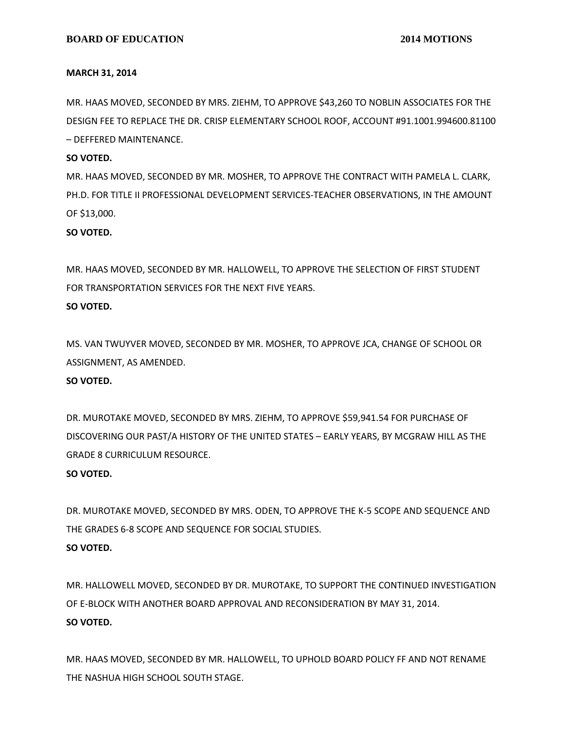**MARCH 31, 2014**

MR. HAAS MOVED, SECONDED BY MRS. ZIEHM, TO APPROVE $43,260 TO NOBLIN ASSOCIATES FOR THE DESIGN FEE TO REPLACE THE DR. CRISP ELEMENTARY SCHOOL ROOF, ACCOUNT #91.1001.994600.81100 – DEFFERED MAINTENANCE.

**SO VOTED.**

MR. HAAS MOVED, SECONDED BY MR. MOSHER, TO APPROVE THE CONTRACT WITH PAMELA L. CLARK, PH.D. FOR TITLE II PROFESSIONAL DEVELOPMENT SERVICES-TEACHER OBSERVATIONS, IN THE AMOUNT OF $13,000.

**SO VOTED.**

MR. HAAS MOVED, SECONDED BY MR. HALLOWELL, TO APPROVE THE SELECTION OF FIRST STUDENT FOR TRANSPORTATION SERVICES FOR THE NEXT FIVE YEARS.

**SO VOTED.**

MS. VAN TWUYVER MOVED, SECONDED BY MR. MOSHER, TO APPROVE JCA, CHANGE OF SCHOOL OR ASSIGNMENT, AS AMENDED.

**SO VOTED.**

DR. MUROTAKE MOVED, SECONDED BY MRS. ZIEHM, TO APPROVE $59,941.54 FOR PURCHASE OF DISCOVERING OUR PAST/A HISTORY OF THE UNITED STATES – EARLY YEARS, BY MCGRAW HILL AS THE GRADE 8 CURRICULUM RESOURCE.

**SO VOTED.**

DR. MUROTAKE MOVED, SECONDED BY MRS. ODEN, TO APPROVE THE K-5 SCOPE AND SEQUENCE AND THE GRADES 6-8 SCOPE AND SEQUENCE FOR SOCIAL STUDIES.

**SO VOTED.**

MR. HALLOWELL MOVED, SECONDED BY DR. MUROTAKE, TO SUPPORT THE CONTINUED INVESTIGATION OF E-BLOCK WITH ANOTHER BOARD APPROVAL AND RECONSIDERATION BY MAY 31, 2014.

**SO VOTED.**

MR. HAAS MOVED, SECONDED BY MR. HALLOWELL, TO UPHOLD BOARD POLICY FF AND NOT RENAME THE NASHUA HIGH SCHOOL SOUTH STAGE.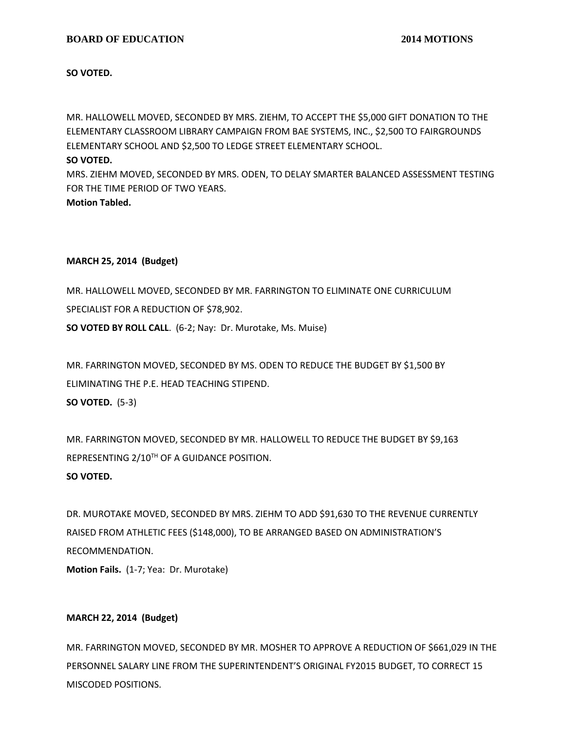**SO VOTED.**

MR. HALLOWELL MOVED, SECONDED BY MRS. ZIEHM, TO ACCEPT THE $5,000 GIFT DONATION TO THE ELEMENTARY CLASSROOM LIBRARY CAMPAIGN FROM BAE SYSTEMS, INC., $2,500 TO FAIRGROUNDS ELEMENTARY SCHOOL AND $2,500 TO LEDGE STREET ELEMENTARY SCHOOL.
**SO VOTED.**
MRS. ZIEHM MOVED, SECONDED BY MRS. ODEN, TO DELAY SMARTER BALANCED ASSESSMENT TESTING FOR THE TIME PERIOD OF TWO YEARS.
**Motion Tabled.**

**MARCH 25, 2014 (Budget)**

MR. HALLOWELL MOVED, SECONDED BY MR. FARRINGTON TO ELIMINATE ONE CURRICULUM SPECIALIST FOR A REDUCTION OF $78,902.
**SO VOTED BY ROLL CALL**. (6-2; Nay: Dr. Murotake, Ms. Muise)

MR. FARRINGTON MOVED, SECONDED BY MS. ODEN TO REDUCE THE BUDGET BY $1,500 BY ELIMINATING THE P.E. HEAD TEACHING STIPEND.
**SO VOTED.** (5-3)

MR. FARRINGTON MOVED, SECONDED BY MR. HALLOWELL TO REDUCE THE BUDGET BY $9,163 REPRESENTING 2/10TH OF A GUIDANCE POSITION.
**SO VOTED.**

DR. MUROTAKE MOVED, SECONDED BY MRS. ZIEHM TO ADD $91,630 TO THE REVENUE CURRENTLY RAISED FROM ATHLETIC FEES ($148,000), TO BE ARRANGED BASED ON ADMINISTRATION'S RECOMMENDATION.
**Motion Fails.** (1-7; Yea: Dr. Murotake)

**MARCH 22, 2014 (Budget)**

MR. FARRINGTON MOVED, SECONDED BY MR. MOSHER TO APPROVE A REDUCTION OF $661,029 IN THE PERSONNEL SALARY LINE FROM THE SUPERINTENDENT'S ORIGINAL FY2015 BUDGET, TO CORRECT 15 MISCODED POSITIONS.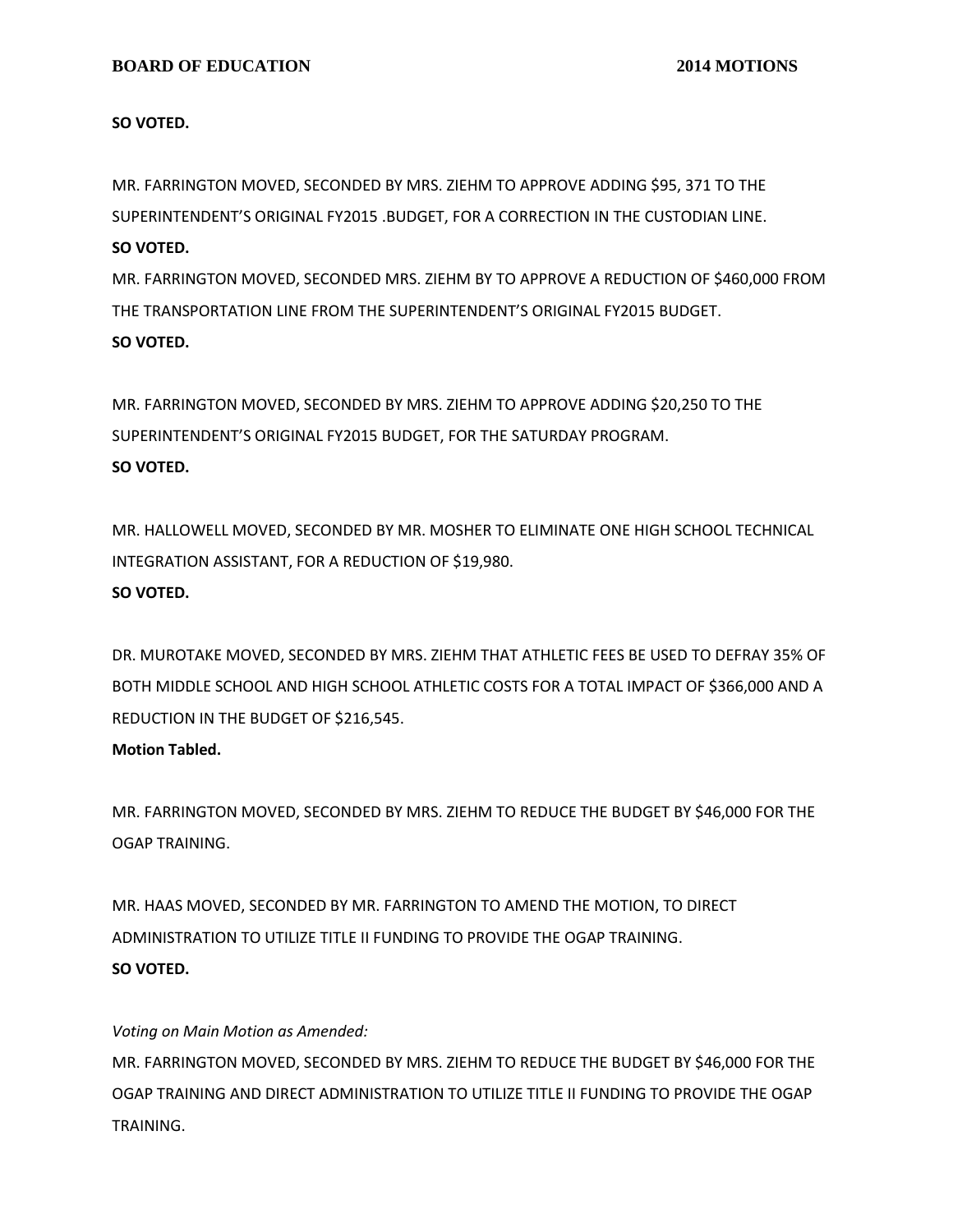**SO VOTED.**

MR. FARRINGTON MOVED, SECONDED BY MRS. ZIEHM TO APPROVE ADDING $95, 371 TO THE SUPERINTENDENT'S ORIGINAL FY2015 .BUDGET, FOR A CORRECTION IN THE CUSTODIAN LINE.

**SO VOTED.**

MR. FARRINGTON MOVED, SECONDED MRS. ZIEHM BY TO APPROVE A REDUCTION OF $460,000 FROM THE TRANSPORTATION LINE FROM THE SUPERINTENDENT'S ORIGINAL FY2015 BUDGET.

**SO VOTED.**

MR. FARRINGTON MOVED, SECONDED BY MRS. ZIEHM TO APPROVE ADDING $20,250 TO THE SUPERINTENDENT'S ORIGINAL FY2015 BUDGET, FOR THE SATURDAY PROGRAM.

**SO VOTED.**

MR. HALLOWELL MOVED, SECONDED BY MR. MOSHER TO ELIMINATE ONE HIGH SCHOOL TECHNICAL INTEGRATION ASSISTANT, FOR A REDUCTION OF $19,980.

**SO VOTED.**

DR. MUROTAKE MOVED, SECONDED BY MRS. ZIEHM THAT ATHLETIC FEES BE USED TO DEFRAY 35% OF BOTH MIDDLE SCHOOL AND HIGH SCHOOL ATHLETIC COSTS FOR A TOTAL IMPACT OF $366,000 AND A REDUCTION IN THE BUDGET OF $216,545.

**Motion Tabled.**

MR. FARRINGTON MOVED, SECONDED BY MRS. ZIEHM TO REDUCE THE BUDGET BY $46,000 FOR THE OGAP TRAINING.

MR. HAAS MOVED, SECONDED BY MR. FARRINGTON TO AMEND THE MOTION, TO DIRECT ADMINISTRATION TO UTILIZE TITLE II FUNDING TO PROVIDE THE OGAP TRAINING.

**SO VOTED.**

*Voting on Main Motion as Amended:*

MR. FARRINGTON MOVED, SECONDED BY MRS. ZIEHM TO REDUCE THE BUDGET BY $46,000 FOR THE OGAP TRAINING AND DIRECT ADMINISTRATION TO UTILIZE TITLE II FUNDING TO PROVIDE THE OGAP TRAINING.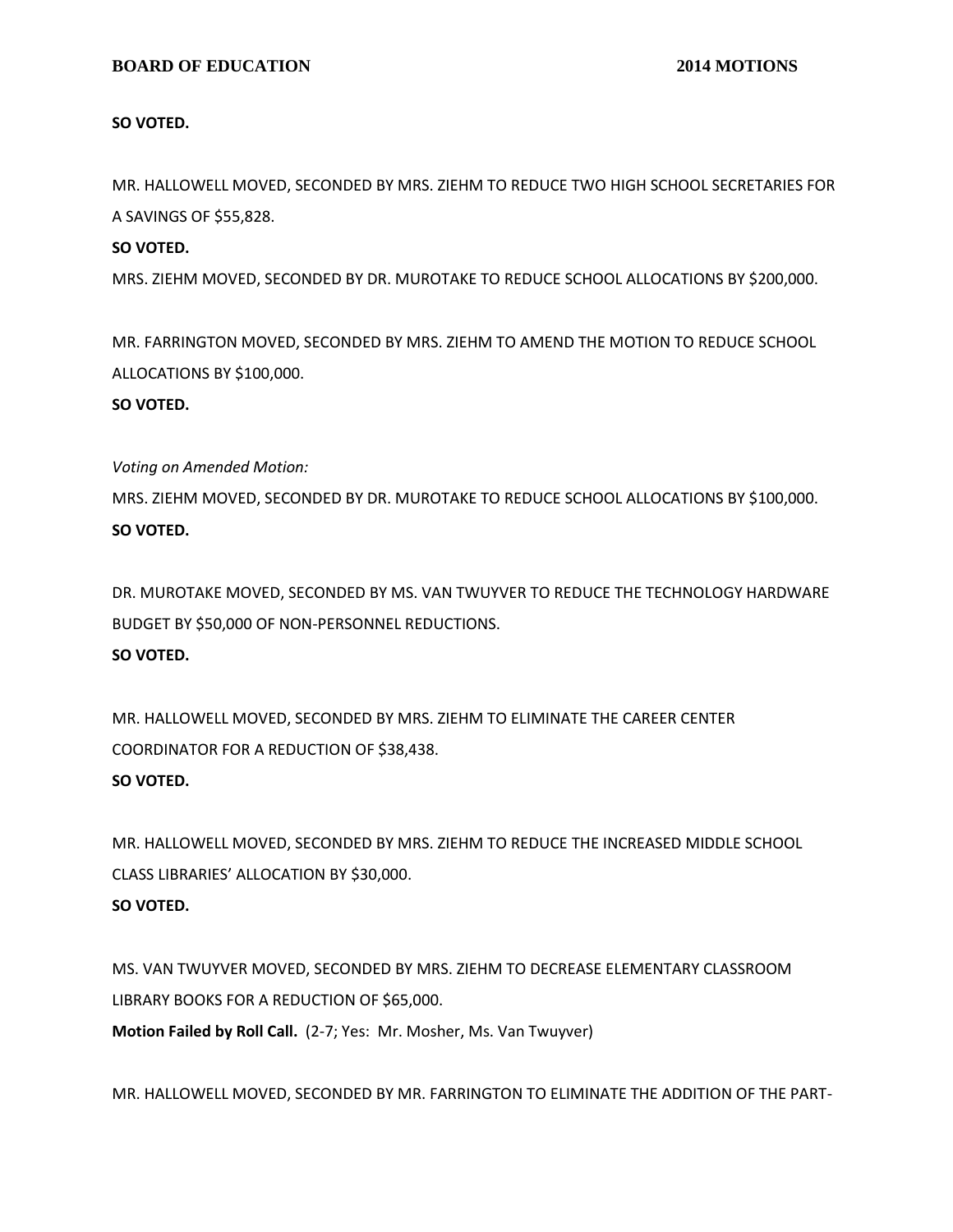**SO VOTED.**

MR. HALLOWELL MOVED, SECONDED BY MRS. ZIEHM TO REDUCE TWO HIGH SCHOOL SECRETARIES FOR A SAVINGS OF $55,828.

**SO VOTED.**

MRS. ZIEHM MOVED, SECONDED BY DR. MUROTAKE TO REDUCE SCHOOL ALLOCATIONS BY $200,000.

MR. FARRINGTON MOVED, SECONDED BY MRS. ZIEHM TO AMEND THE MOTION TO REDUCE SCHOOL ALLOCATIONS BY $100,000.

**SO VOTED.**

*Voting on Amended Motion:*

MRS. ZIEHM MOVED, SECONDED BY DR. MUROTAKE TO REDUCE SCHOOL ALLOCATIONS BY $100,000.

**SO VOTED.**

DR. MUROTAKE MOVED, SECONDED BY MS. VAN TWUYVER TO REDUCE THE TECHNOLOGY HARDWARE BUDGET BY $50,000 OF NON-PERSONNEL REDUCTIONS.

**SO VOTED.**

MR. HALLOWELL MOVED, SECONDED BY MRS. ZIEHM TO ELIMINATE THE CAREER CENTER COORDINATOR FOR A REDUCTION OF $38,438.

**SO VOTED.**

MR. HALLOWELL MOVED, SECONDED BY MRS. ZIEHM TO REDUCE THE INCREASED MIDDLE SCHOOL CLASS LIBRARIES' ALLOCATION BY $30,000.

**SO VOTED.**

MS. VAN TWUYVER MOVED, SECONDED BY MRS. ZIEHM TO DECREASE ELEMENTARY CLASSROOM LIBRARY BOOKS FOR A REDUCTION OF $65,000.

**Motion Failed by Roll Call.** (2-7; Yes: Mr. Mosher, Ms. Van Twuyver)

MR. HALLOWELL MOVED, SECONDED BY MR. FARRINGTON TO ELIMINATE THE ADDITION OF THE PART-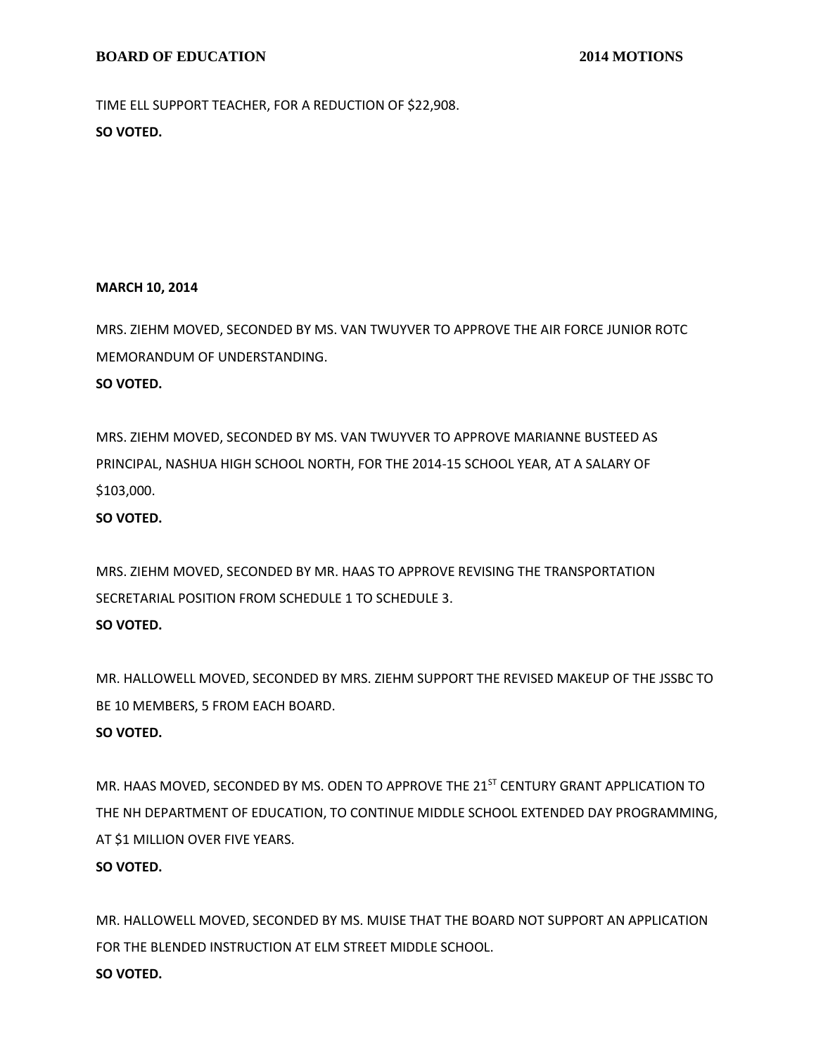TIME ELL SUPPORT TEACHER, FOR A REDUCTION OF $22,908.

**SO VOTED.**

**MARCH 10, 2014**

MRS. ZIEHM MOVED, SECONDED BY MS. VAN TWUYVER TO APPROVE THE AIR FORCE JUNIOR ROTC MEMORANDUM OF UNDERSTANDING.

**SO VOTED.**

MRS. ZIEHM MOVED, SECONDED BY MS. VAN TWUYVER TO APPROVE MARIANNE BUSTEED AS PRINCIPAL, NASHUA HIGH SCHOOL NORTH, FOR THE 2014-15 SCHOOL YEAR, AT A SALARY OF $103,000.

**SO VOTED.**

MRS. ZIEHM MOVED, SECONDED BY MR. HAAS TO APPROVE REVISING THE TRANSPORTATION SECRETARIAL POSITION FROM SCHEDULE 1 TO SCHEDULE 3.

**SO VOTED.**

MR. HALLOWELL MOVED, SECONDED BY MRS. ZIEHM SUPPORT THE REVISED MAKEUP OF THE JSSBC TO BE 10 MEMBERS, 5 FROM EACH BOARD.

**SO VOTED.**

MR. HAAS MOVED, SECONDED BY MS. ODEN TO APPROVE THE 21ST CENTURY GRANT APPLICATION TO THE NH DEPARTMENT OF EDUCATION, TO CONTINUE MIDDLE SCHOOL EXTENDED DAY PROGRAMMING, AT $1 MILLION OVER FIVE YEARS.

**SO VOTED.**

MR. HALLOWELL MOVED, SECONDED BY MS. MUISE THAT THE BOARD NOT SUPPORT AN APPLICATION FOR THE BLENDED INSTRUCTION AT ELM STREET MIDDLE SCHOOL.

**SO VOTED.**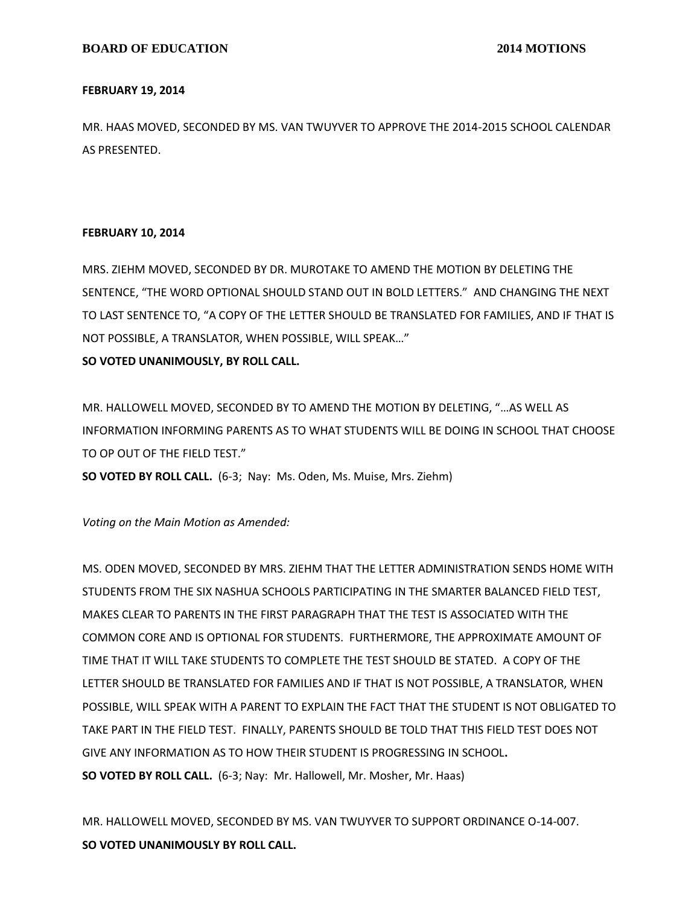**FEBRUARY 19, 2014**

MR. HAAS MOVED, SECONDED BY MS. VAN TWUYVER TO APPROVE THE 2014-2015 SCHOOL CALENDAR AS PRESENTED.

**FEBRUARY 10, 2014**

MRS. ZIEHM MOVED, SECONDED BY DR. MUROTAKE TO AMEND THE MOTION BY DELETING THE SENTENCE, "THE WORD OPTIONAL SHOULD STAND OUT IN BOLD LETTERS." AND CHANGING THE NEXT TO LAST SENTENCE TO, "A COPY OF THE LETTER SHOULD BE TRANSLATED FOR FAMILIES, AND IF THAT IS NOT POSSIBLE, A TRANSLATOR, WHEN POSSIBLE, WILL SPEAK…"
**SO VOTED UNANIMOUSLY, BY ROLL CALL.**

MR. HALLOWELL MOVED, SECONDED BY TO AMEND THE MOTION BY DELETING, "…AS WELL AS INFORMATION INFORMING PARENTS AS TO WHAT STUDENTS WILL BE DOING IN SCHOOL THAT CHOOSE TO OP OUT OF THE FIELD TEST."
**SO VOTED BY ROLL CALL.** (6-3; Nay: Ms. Oden, Ms. Muise, Mrs. Ziehm)

*Voting on the Main Motion as Amended:*

MS. ODEN MOVED, SECONDED BY MRS. ZIEHM THAT THE LETTER ADMINISTRATION SENDS HOME WITH STUDENTS FROM THE SIX NASHUA SCHOOLS PARTICIPATING IN THE SMARTER BALANCED FIELD TEST, MAKES CLEAR TO PARENTS IN THE FIRST PARAGRAPH THAT THE TEST IS ASSOCIATED WITH THE COMMON CORE AND IS OPTIONAL FOR STUDENTS. FURTHERMORE, THE APPROXIMATE AMOUNT OF TIME THAT IT WILL TAKE STUDENTS TO COMPLETE THE TEST SHOULD BE STATED. A COPY OF THE LETTER SHOULD BE TRANSLATED FOR FAMILIES AND IF THAT IS NOT POSSIBLE, A TRANSLATOR, WHEN POSSIBLE, WILL SPEAK WITH A PARENT TO EXPLAIN THE FACT THAT THE STUDENT IS NOT OBLIGATED TO TAKE PART IN THE FIELD TEST. FINALLY, PARENTS SHOULD BE TOLD THAT THIS FIELD TEST DOES NOT GIVE ANY INFORMATION AS TO HOW THEIR STUDENT IS PROGRESSING IN SCHOOL**.**
**SO VOTED BY ROLL CALL.** (6-3; Nay: Mr. Hallowell, Mr. Mosher, Mr. Haas)

MR. HALLOWELL MOVED, SECONDED BY MS. VAN TWUYVER TO SUPPORT ORDINANCE O-14-007.
**SO VOTED UNANIMOUSLY BY ROLL CALL.**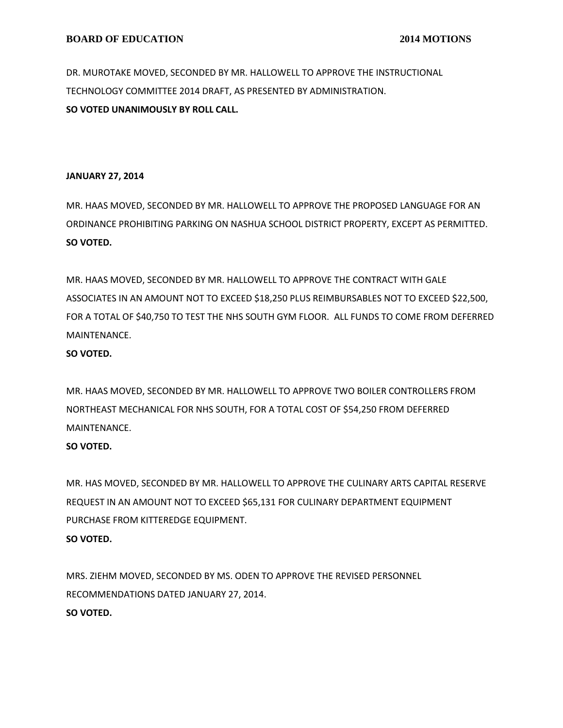DR. MUROTAKE MOVED, SECONDED BY MR. HALLOWELL TO APPROVE THE INSTRUCTIONAL TECHNOLOGY COMMITTEE 2014 DRAFT, AS PRESENTED BY ADMINISTRATION.
**SO VOTED UNANIMOUSLY BY ROLL CALL.**

**JANUARY 27, 2014**

MR. HAAS MOVED, SECONDED BY MR. HALLOWELL TO APPROVE THE PROPOSED LANGUAGE FOR AN ORDINANCE PROHIBITING PARKING ON NASHUA SCHOOL DISTRICT PROPERTY, EXCEPT AS PERMITTED.
**SO VOTED.**

MR. HAAS MOVED, SECONDED BY MR. HALLOWELL TO APPROVE THE CONTRACT WITH GALE ASSOCIATES IN AN AMOUNT NOT TO EXCEED $18,250 PLUS REIMBURSABLES NOT TO EXCEED $22,500, FOR A TOTAL OF $40,750 TO TEST THE NHS SOUTH GYM FLOOR. ALL FUNDS TO COME FROM DEFERRED MAINTENANCE.
**SO VOTED.**

MR. HAAS MOVED, SECONDED BY MR. HALLOWELL TO APPROVE TWO BOILER CONTROLLERS FROM NORTHEAST MECHANICAL FOR NHS SOUTH, FOR A TOTAL COST OF $54,250 FROM DEFERRED MAINTENANCE.
**SO VOTED.**

MR. HAS MOVED, SECONDED BY MR. HALLOWELL TO APPROVE THE CULINARY ARTS CAPITAL RESERVE REQUEST IN AN AMOUNT NOT TO EXCEED $65,131 FOR CULINARY DEPARTMENT EQUIPMENT PURCHASE FROM KITTEREDGE EQUIPMENT.
**SO VOTED.**

MRS. ZIEHM MOVED, SECONDED BY MS. ODEN TO APPROVE THE REVISED PERSONNEL RECOMMENDATIONS DATED JANUARY 27, 2014.
**SO VOTED.**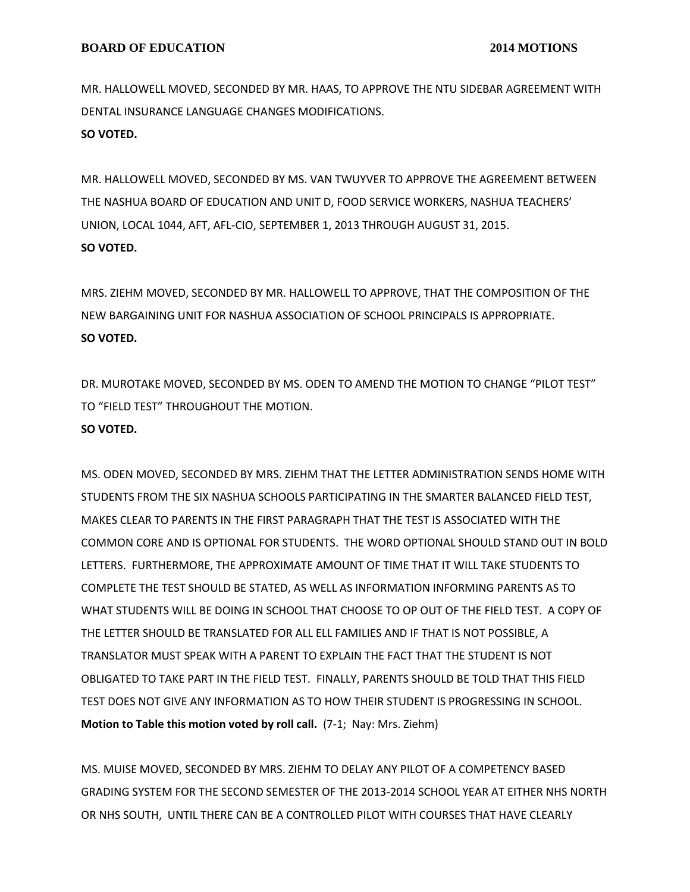MR. HALLOWELL MOVED, SECONDED BY MR. HAAS, TO APPROVE THE NTU SIDEBAR AGREEMENT WITH DENTAL INSURANCE LANGUAGE CHANGES MODIFICATIONS.
**SO VOTED.**

MR. HALLOWELL MOVED, SECONDED BY MS. VAN TWUYVER TO APPROVE THE AGREEMENT BETWEEN THE NASHUA BOARD OF EDUCATION AND UNIT D, FOOD SERVICE WORKERS, NASHUA TEACHERS' UNION, LOCAL 1044, AFT, AFL-CIO, SEPTEMBER 1, 2013 THROUGH AUGUST 31, 2015.
**SO VOTED.**

MRS. ZIEHM MOVED, SECONDED BY MR. HALLOWELL TO APPROVE, THAT THE COMPOSITION OF THE NEW BARGAINING UNIT FOR NASHUA ASSOCIATION OF SCHOOL PRINCIPALS IS APPROPRIATE.
**SO VOTED.**

DR. MUROTAKE MOVED, SECONDED BY MS. ODEN TO AMEND THE MOTION TO CHANGE "PILOT TEST" TO "FIELD TEST" THROUGHOUT THE MOTION.
**SO VOTED.**

MS. ODEN MOVED, SECONDED BY MRS. ZIEHM THAT THE LETTER ADMINISTRATION SENDS HOME WITH STUDENTS FROM THE SIX NASHUA SCHOOLS PARTICIPATING IN THE SMARTER BALANCED FIELD TEST, MAKES CLEAR TO PARENTS IN THE FIRST PARAGRAPH THAT THE TEST IS ASSOCIATED WITH THE COMMON CORE AND IS OPTIONAL FOR STUDENTS. THE WORD OPTIONAL SHOULD STAND OUT IN BOLD LETTERS. FURTHERMORE, THE APPROXIMATE AMOUNT OF TIME THAT IT WILL TAKE STUDENTS TO COMPLETE THE TEST SHOULD BE STATED, AS WELL AS INFORMATION INFORMING PARENTS AS TO WHAT STUDENTS WILL BE DOING IN SCHOOL THAT CHOOSE TO OP OUT OF THE FIELD TEST. A COPY OF THE LETTER SHOULD BE TRANSLATED FOR ALL ELL FAMILIES AND IF THAT IS NOT POSSIBLE, A TRANSLATOR MUST SPEAK WITH A PARENT TO EXPLAIN THE FACT THAT THE STUDENT IS NOT OBLIGATED TO TAKE PART IN THE FIELD TEST. FINALLY, PARENTS SHOULD BE TOLD THAT THIS FIELD TEST DOES NOT GIVE ANY INFORMATION AS TO HOW THEIR STUDENT IS PROGRESSING IN SCHOOL.
**Motion to Table this motion voted by roll call.** (7-1; Nay: Mrs. Ziehm)

MS. MUISE MOVED, SECONDED BY MRS. ZIEHM TO DELAY ANY PILOT OF A COMPETENCY BASED GRADING SYSTEM FOR THE SECOND SEMESTER OF THE 2013-2014 SCHOOL YEAR AT EITHER NHS NORTH OR NHS SOUTH, UNTIL THERE CAN BE A CONTROLLED PILOT WITH COURSES THAT HAVE CLEARLY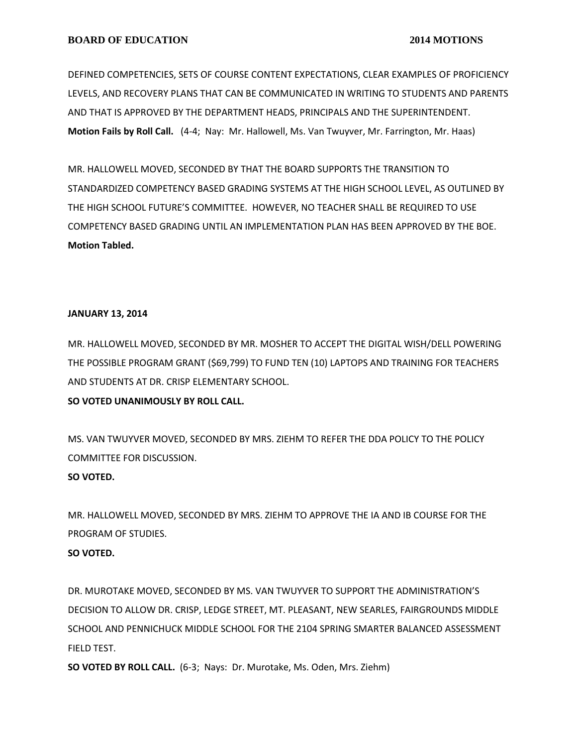DEFINED COMPETENCIES, SETS OF COURSE CONTENT EXPECTATIONS, CLEAR EXAMPLES OF PROFICIENCY LEVELS, AND RECOVERY PLANS THAT CAN BE COMMUNICATED IN WRITING TO STUDENTS AND PARENTS AND THAT IS APPROVED BY THE DEPARTMENT HEADS, PRINCIPALS AND THE SUPERINTENDENT.
**Motion Fails by Roll Call.** (4-4; Nay: Mr. Hallowell, Ms. Van Twuyver, Mr. Farrington, Mr. Haas)

MR. HALLOWELL MOVED, SECONDED BY THAT THE BOARD SUPPORTS THE TRANSITION TO STANDARDIZED COMPETENCY BASED GRADING SYSTEMS AT THE HIGH SCHOOL LEVEL, AS OUTLINED BY THE HIGH SCHOOL FUTURE'S COMMITTEE. HOWEVER, NO TEACHER SHALL BE REQUIRED TO USE COMPETENCY BASED GRADING UNTIL AN IMPLEMENTATION PLAN HAS BEEN APPROVED BY THE BOE.
**Motion Tabled.**

**JANUARY 13, 2014**

MR. HALLOWELL MOVED, SECONDED BY MR. MOSHER TO ACCEPT THE DIGITAL WISH/DELL POWERING THE POSSIBLE PROGRAM GRANT ($69,799) TO FUND TEN (10) LAPTOPS AND TRAINING FOR TEACHERS AND STUDENTS AT DR. CRISP ELEMENTARY SCHOOL.
**SO VOTED UNANIMOUSLY BY ROLL CALL.**

MS. VAN TWUYVER MOVED, SECONDED BY MRS. ZIEHM TO REFER THE DDA POLICY TO THE POLICY COMMITTEE FOR DISCUSSION.
**SO VOTED.**

MR. HALLOWELL MOVED, SECONDED BY MRS. ZIEHM TO APPROVE THE IA AND IB COURSE FOR THE PROGRAM OF STUDIES.
**SO VOTED.**

DR. MUROTAKE MOVED, SECONDED BY MS. VAN TWUYVER TO SUPPORT THE ADMINISTRATION'S DECISION TO ALLOW DR. CRISP, LEDGE STREET, MT. PLEASANT, NEW SEARLES, FAIRGROUNDS MIDDLE SCHOOL AND PENNICHUCK MIDDLE SCHOOL FOR THE 2104 SPRING SMARTER BALANCED ASSESSMENT FIELD TEST.
**SO VOTED BY ROLL CALL.** (6-3; Nays: Dr. Murotake, Ms. Oden, Mrs. Ziehm)